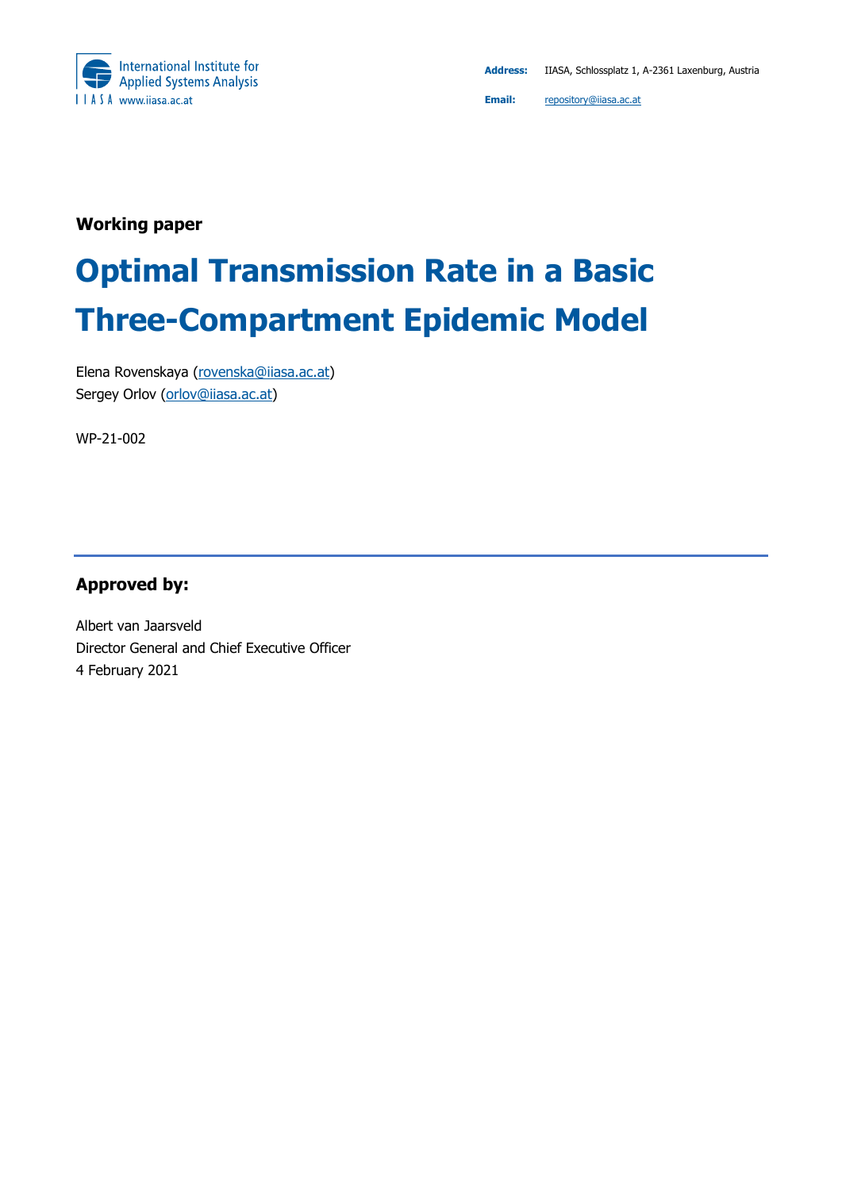International Institute for Applied Systems Analysis
IIASA www.iiasa.ac.at

**Address:** IIASA, Schlossplatz 1, A-2361 Laxenburg, Austria

**Email:** repository@iiasa.ac.at

**Working paper**

# Optimal Transmission Rate in a Basic Three-Compartment Epidemic Model

Elena Rovenskaya (rovenska@iiasa.ac.at)
Sergey Orlov (orlov@iiasa.ac.at)

WP-21-002

---

**Approved by:**

Albert van Jaarsveld
Director General and Chief Executive Officer
4 February 2021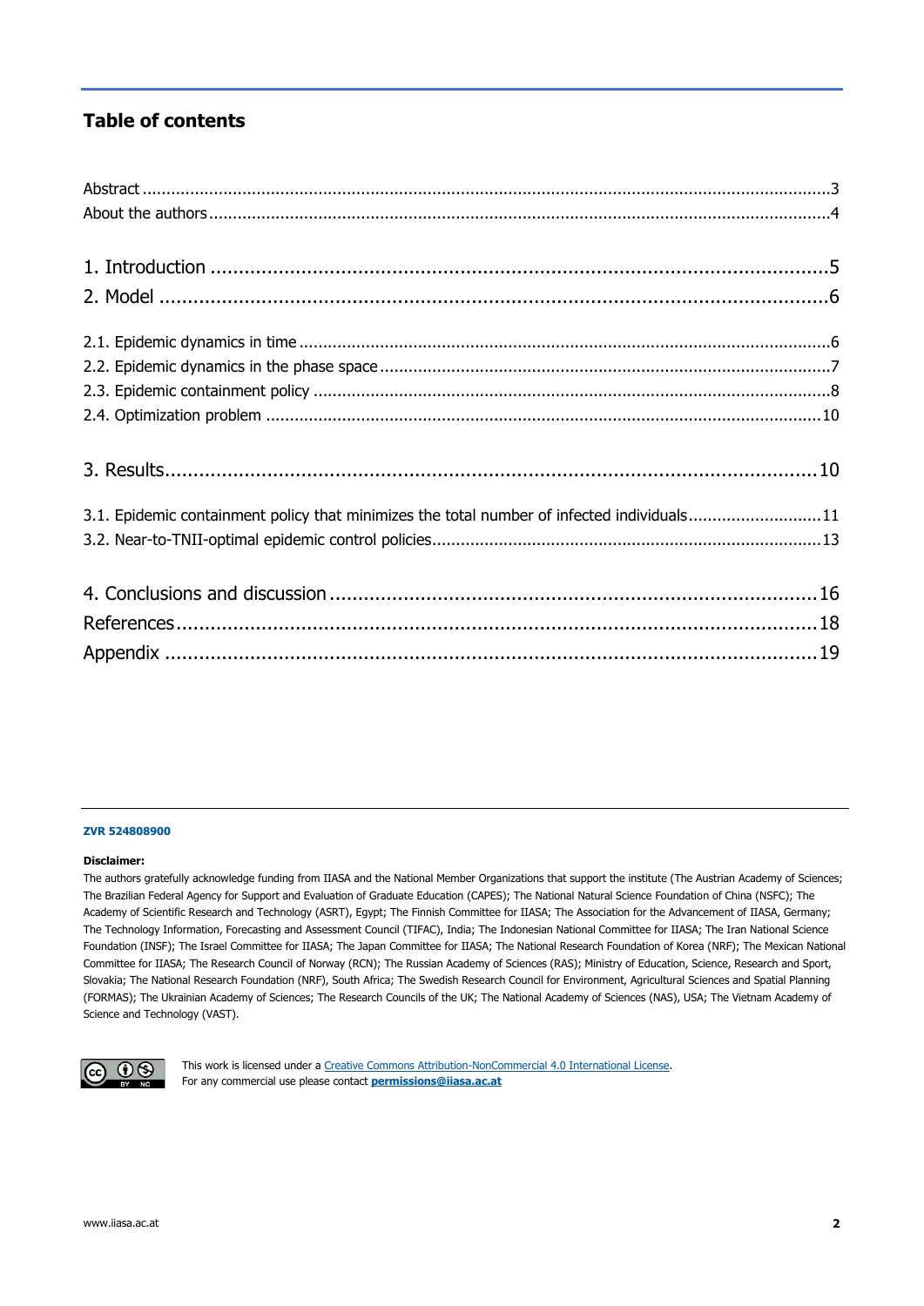## Table of contents

Abstract ....................................................................................................................................3
About the authors .......................................................................................................................4

1. Introduction .............................................................................................................5
2. Model ......................................................................................................................6

2.1. Epidemic dynamics in time ...................................................................................................6
2.2. Epidemic dynamics in the phase space ...................................................................................7
2.3. Epidemic containment policy ................................................................................................8
2.4. Optimization problem .........................................................................................................10

3. Results......................................................................................................................10

3.1. Epidemic containment policy that minimizes the total number of infected individuals ..........................11
3.2. Near-to-TNII-optimal epidemic control policies.........................................................................13

4. Conclusions and discussion .........................................................................................16
References ....................................................................................................................18
Appendix .......................................................................................................................19

**ZVR 524808900**

**Disclaimer:**

The authors gratefully acknowledge funding from IIASA and the National Member Organizations that support the institute (The Austrian Academy of Sciences; The Brazilian Federal Agency for Support and Evaluation of Graduate Education (CAPES); The National Natural Science Foundation of China (NSFC); The Academy of Scientific Research and Technology (ASRT), Egypt; The Finnish Committee for IIASA; The Association for the Advancement of IIASA, Germany; The Technology Information, Forecasting and Assessment Council (TIFAC), India; The Indonesian National Committee for IIASA; The Iran National Science Foundation (INSF); The Israel Committee for IIASA; The Japan Committee for IIASA; The National Research Foundation of Korea (NRF); The Mexican National Committee for IIASA; The Research Council of Norway (RCN); The Russian Academy of Sciences (RAS); Ministry of Education, Science, Research and Sport, Slovakia; The National Research Foundation (NRF), South Africa; The Swedish Research Council for Environment, Agricultural Sciences and Spatial Planning (FORMAS); The Ukrainian Academy of Sciences; The Research Councils of the UK; The National Academy of Sciences (NAS), USA; The Vietnam Academy of Science and Technology (VAST).

This work is licensed under a Creative Commons Attribution-NonCommercial 4.0 International License.
For any commercial use please contact **permissions@iiasa.ac.at**

www.iiasa.ac.at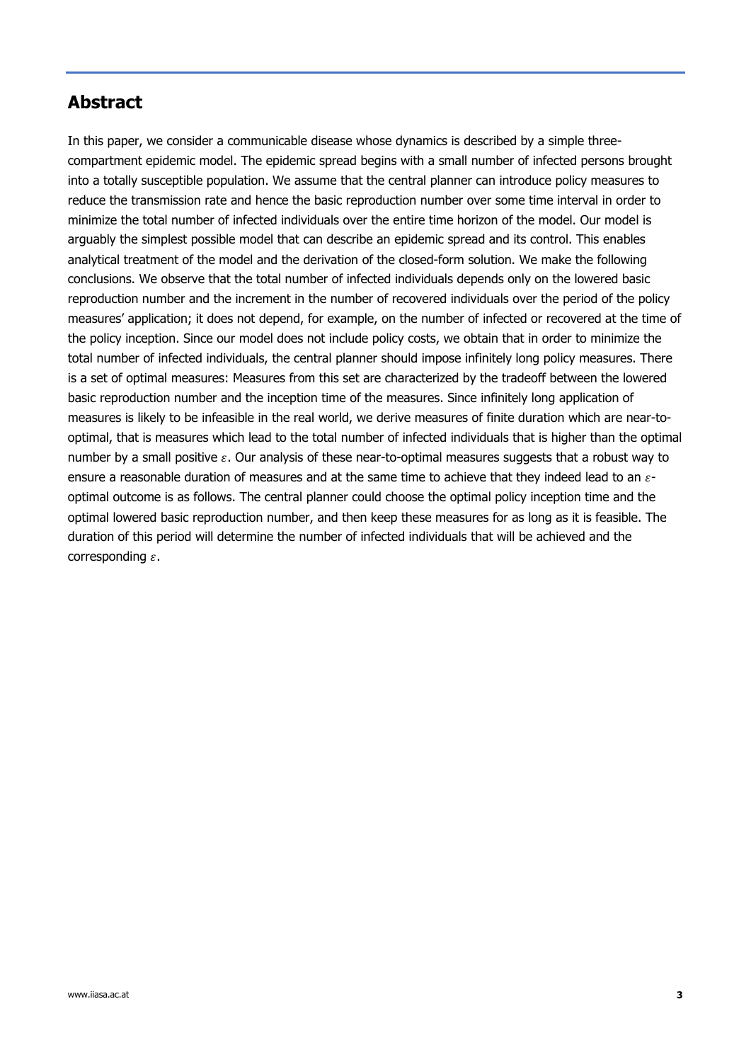## Abstract

In this paper, we consider a communicable disease whose dynamics is described by a simple three-compartment epidemic model. The epidemic spread begins with a small number of infected persons brought into a totally susceptible population. We assume that the central planner can introduce policy measures to reduce the transmission rate and hence the basic reproduction number over some time interval in order to minimize the total number of infected individuals over the entire time horizon of the model. Our model is arguably the simplest possible model that can describe an epidemic spread and its control. This enables analytical treatment of the model and the derivation of the closed-form solution. We make the following conclusions. We observe that the total number of infected individuals depends only on the lowered basic reproduction number and the increment in the number of recovered individuals over the period of the policy measures' application; it does not depend, for example, on the number of infected or recovered at the time of the policy inception. Since our model does not include policy costs, we obtain that in order to minimize the total number of infected individuals, the central planner should impose infinitely long policy measures. There is a set of optimal measures: Measures from this set are characterized by the tradeoff between the lowered basic reproduction number and the inception time of the measures. Since infinitely long application of measures is likely to be infeasible in the real world, we derive measures of finite duration which are near-to-optimal, that is measures which lead to the total number of infected individuals that is higher than the optimal number by a small positive $\varepsilon$. Our analysis of these near-to-optimal measures suggests that a robust way to ensure a reasonable duration of measures and at the same time to achieve that they indeed lead to an $\varepsilon$-optimal outcome is as follows. The central planner could choose the optimal policy inception time and the optimal lowered basic reproduction number, and then keep these measures for as long as it is feasible. The duration of this period will determine the number of infected individuals that will be achieved and the corresponding $\varepsilon$.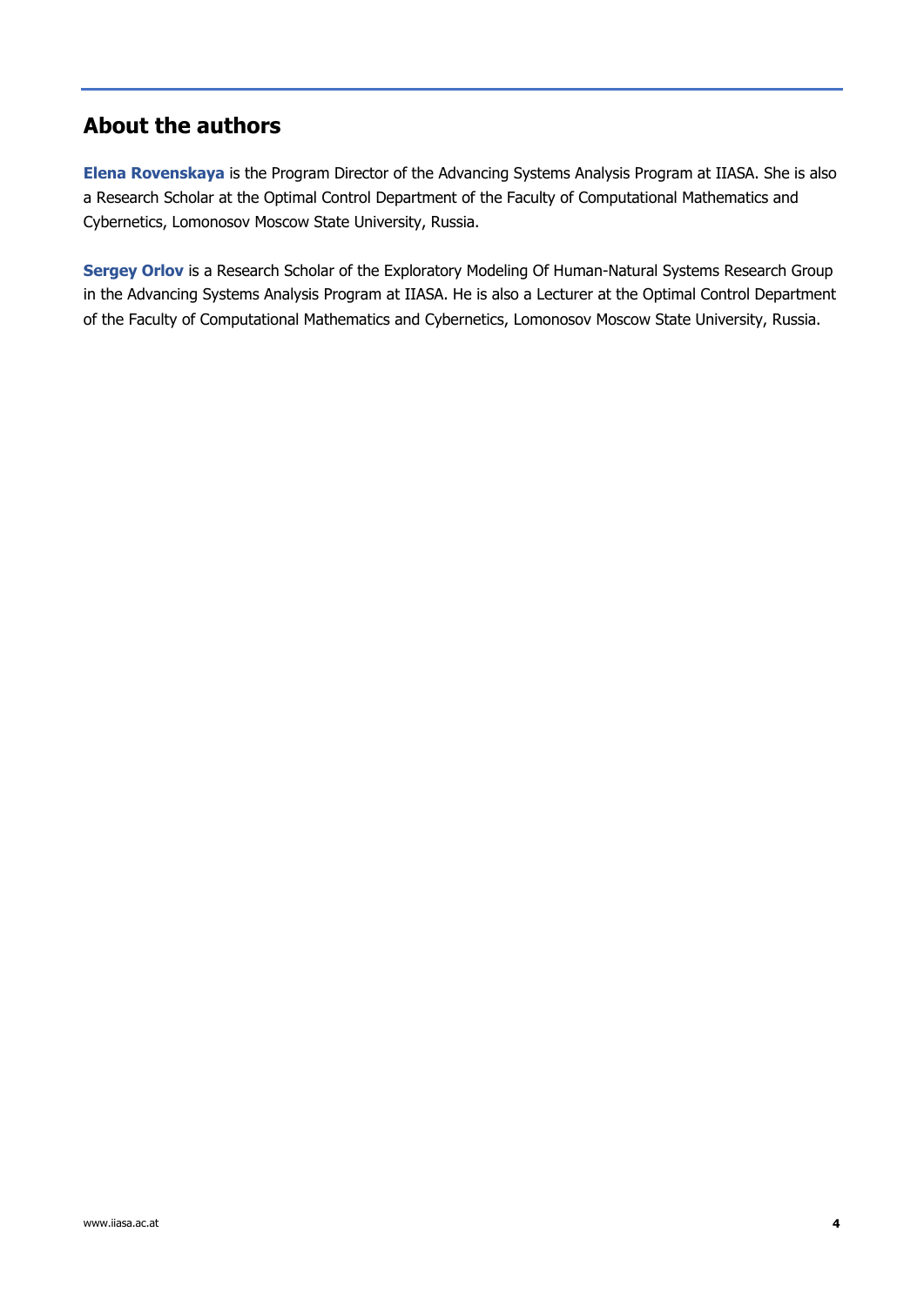## About the authors

**Elena Rovenskaya** is the Program Director of the Advancing Systems Analysis Program at IIASA. She is also a Research Scholar at the Optimal Control Department of the Faculty of Computational Mathematics and Cybernetics, Lomonosov Moscow State University, Russia.

**Sergey Orlov** is a Research Scholar of the Exploratory Modeling Of Human-Natural Systems Research Group in the Advancing Systems Analysis Program at IIASA. He is also a Lecturer at the Optimal Control Department of the Faculty of Computational Mathematics and Cybernetics, Lomonosov Moscow State University, Russia.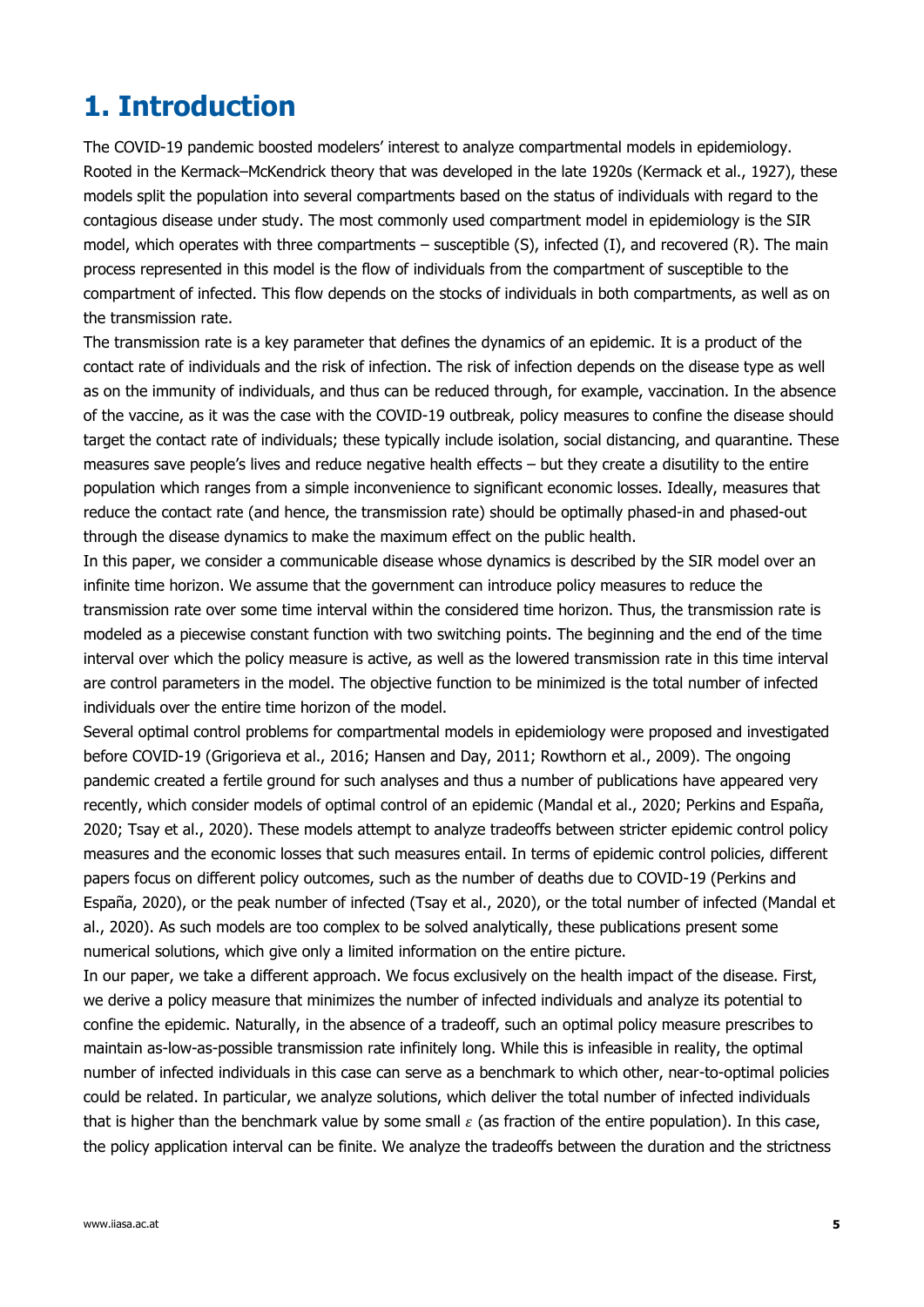# 1. Introduction

The COVID-19 pandemic boosted modelers' interest to analyze compartmental models in epidemiology. Rooted in the Kermack–McKendrick theory that was developed in the late 1920s (Kermack et al., 1927), these models split the population into several compartments based on the status of individuals with regard to the contagious disease under study. The most commonly used compartment model in epidemiology is the SIR model, which operates with three compartments – susceptible (S), infected (I), and recovered (R). The main process represented in this model is the flow of individuals from the compartment of susceptible to the compartment of infected. This flow depends on the stocks of individuals in both compartments, as well as on the transmission rate.

The transmission rate is a key parameter that defines the dynamics of an epidemic. It is a product of the contact rate of individuals and the risk of infection. The risk of infection depends on the disease type as well as on the immunity of individuals, and thus can be reduced through, for example, vaccination. In the absence of the vaccine, as it was the case with the COVID-19 outbreak, policy measures to confine the disease should target the contact rate of individuals; these typically include isolation, social distancing, and quarantine. These measures save people's lives and reduce negative health effects – but they create a disutility to the entire population which ranges from a simple inconvenience to significant economic losses. Ideally, measures that reduce the contact rate (and hence, the transmission rate) should be optimally phased-in and phased-out through the disease dynamics to make the maximum effect on the public health.

In this paper, we consider a communicable disease whose dynamics is described by the SIR model over an infinite time horizon. We assume that the government can introduce policy measures to reduce the transmission rate over some time interval within the considered time horizon. Thus, the transmission rate is modeled as a piecewise constant function with two switching points. The beginning and the end of the time interval over which the policy measure is active, as well as the lowered transmission rate in this time interval are control parameters in the model. The objective function to be minimized is the total number of infected individuals over the entire time horizon of the model.

Several optimal control problems for compartmental models in epidemiology were proposed and investigated before COVID-19 (Grigorieva et al., 2016; Hansen and Day, 2011; Rowthorn et al., 2009). The ongoing pandemic created a fertile ground for such analyses and thus a number of publications have appeared very recently, which consider models of optimal control of an epidemic (Mandal et al., 2020; Perkins and España, 2020; Tsay et al., 2020). These models attempt to analyze tradeoffs between stricter epidemic control policy measures and the economic losses that such measures entail. In terms of epidemic control policies, different papers focus on different policy outcomes, such as the number of deaths due to COVID-19 (Perkins and España, 2020), or the peak number of infected (Tsay et al., 2020), or the total number of infected (Mandal et al., 2020). As such models are too complex to be solved analytically, these publications present some numerical solutions, which give only a limited information on the entire picture.

In our paper, we take a different approach. We focus exclusively on the health impact of the disease. First, we derive a policy measure that minimizes the number of infected individuals and analyze its potential to confine the epidemic. Naturally, in the absence of a tradeoff, such an optimal policy measure prescribes to maintain as-low-as-possible transmission rate infinitely long. While this is infeasible in reality, the optimal number of infected individuals in this case can serve as a benchmark to which other, near-to-optimal policies could be related. In particular, we analyze solutions, which deliver the total number of infected individuals that is higher than the benchmark value by some small $\varepsilon$ (as fraction of the entire population). In this case, the policy application interval can be finite. We analyze the tradeoffs between the duration and the strictness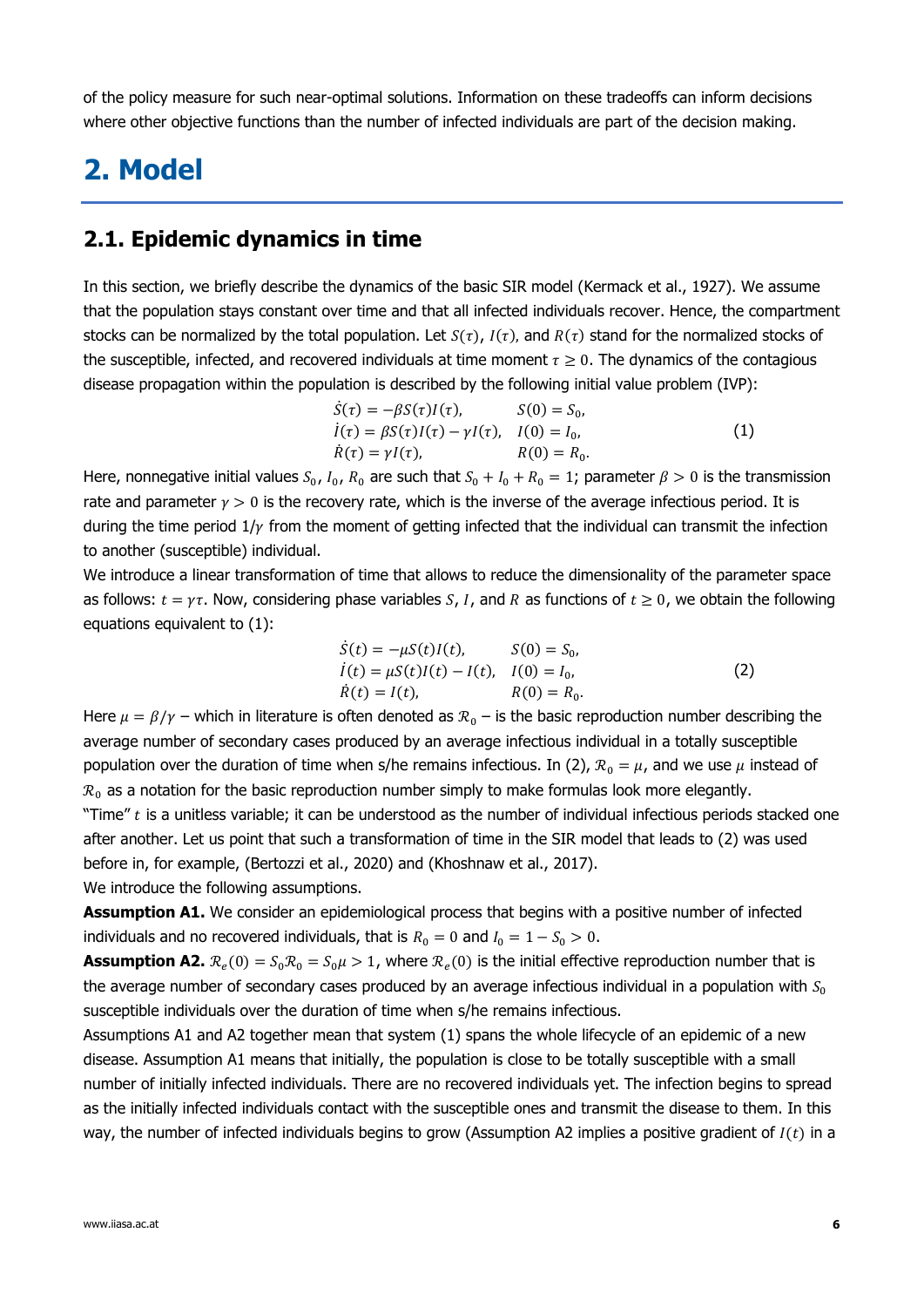of the policy measure for such near-optimal solutions. Information on these tradeoffs can inform decisions where other objective functions than the number of infected individuals are part of the decision making.

# 2. Model

## 2.1. Epidemic dynamics in time

In this section, we briefly describe the dynamics of the basic SIR model (Kermack et al., 1927). We assume that the population stays constant over time and that all infected individuals recover. Hence, the compartment stocks can be normalized by the total population. Let $S(\tau)$, $I(\tau)$, and $R(\tau)$ stand for the normalized stocks of the susceptible, infected, and recovered individuals at time moment $\tau \geq 0$. The dynamics of the contagious disease propagation within the population is described by the following initial value problem (IVP):

$$\begin{aligned} \dot{S}(\tau) &= -\beta S(\tau) I(\tau), & S(0) &= S_0, \\ \dot{I}(\tau) &= \beta S(\tau) I(\tau) - \gamma I(\tau), & I(0) &= I_0, \\ \dot{R}(\tau) &= \gamma I(\tau), & R(0) &= R_0. \end{aligned} \tag{1}$$

Here, nonnegative initial values $S_0$, $I_0$, $R_0$ are such that $S_0 + I_0 + R_0 = 1$; parameter $\beta > 0$ is the transmission rate and parameter $\gamma > 0$ is the recovery rate, which is the inverse of the average infectious period. It is during the time period $1/\gamma$ from the moment of getting infected that the individual can transmit the infection to another (susceptible) individual.

We introduce a linear transformation of time that allows to reduce the dimensionality of the parameter space as follows: $t = \gamma\tau$. Now, considering phase variables $S$, $I$, and $R$ as functions of $t \geq 0$, we obtain the following equations equivalent to (1):

$$\begin{aligned} \dot{S}(t) &= -\mu S(t) I(t), & S(0) &= S_0, \\ \dot{I}(t) &= \mu S(t) I(t) - I(t), & I(0) &= I_0, \\ \dot{R}(t) &= I(t), & R(0) &= R_0. \end{aligned} \tag{2}$$

Here $\mu = \beta/\gamma$ – which in literature is often denoted as $\mathcal{R}_0$ – is the basic reproduction number describing the average number of secondary cases produced by an average infectious individual in a totally susceptible population over the duration of time when s/he remains infectious. In (2), $\mathcal{R}_0 = \mu$, and we use $\mu$ instead of $\mathcal{R}_0$ as a notation for the basic reproduction number simply to make formulas look more elegantly.

"Time" $t$ is a unitless variable; it can be understood as the number of individual infectious periods stacked one after another. Let us point that such a transformation of time in the SIR model that leads to (2) was used before in, for example, (Bertozzi et al., 2020) and (Khoshnaw et al., 2017).

We introduce the following assumptions.

**Assumption A1.** We consider an epidemiological process that begins with a positive number of infected individuals and no recovered individuals, that is $R_0 = 0$ and $I_0 = 1 - S_0 > 0$.

**Assumption A2.** $\mathcal{R}_e(0) = S_0\mathcal{R}_0 = S_0\mu > 1$, where $\mathcal{R}_e(0)$ is the initial effective reproduction number that is the average number of secondary cases produced by an average infectious individual in a population with $S_0$ susceptible individuals over the duration of time when s/he remains infectious.

Assumptions A1 and A2 together mean that system (1) spans the whole lifecycle of an epidemic of a new disease. Assumption A1 means that initially, the population is close to be totally susceptible with a small number of initially infected individuals. There are no recovered individuals yet. The infection begins to spread as the initially infected individuals contact with the susceptible ones and transmit the disease to them. In this way, the number of infected individuals begins to grow (Assumption A2 implies a positive gradient of $I(t)$ in a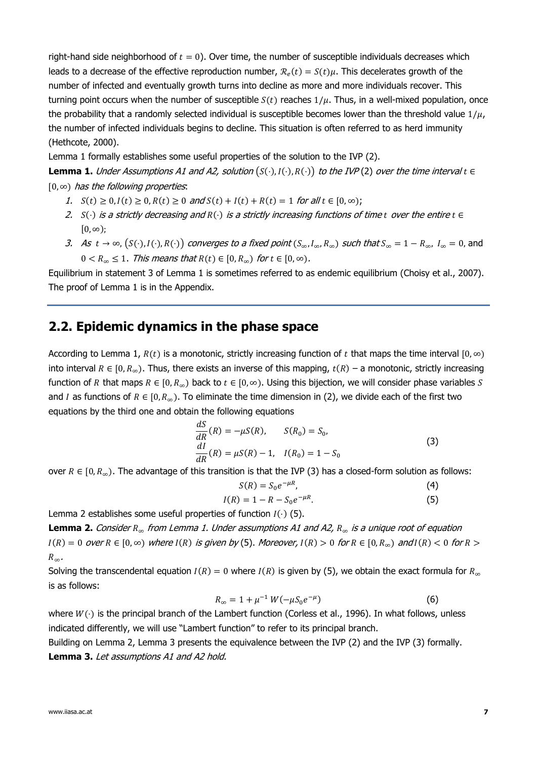right-hand side neighborhood of $t = 0$). Over time, the number of susceptible individuals decreases which leads to a decrease of the effective reproduction number, $\mathcal{R}_e(t) = S(t)\mu$. This decelerates growth of the number of infected and eventually growth turns into decline as more and more individuals recover. This turning point occurs when the number of susceptible $S(t)$ reaches $1/\mu$. Thus, in a well-mixed population, once the probability that a randomly selected individual is susceptible becomes lower than the threshold value $1/\mu$, the number of infected individuals begins to decline. This situation is often referred to as herd immunity (Hethcote, 2000).

Lemma 1 formally establishes some useful properties of the solution to the IVP (2).

**Lemma 1.** *Under Assumptions A1 and A2, solution $(S(\cdot), I(\cdot), R(\cdot))$ to the IVP (2) over the time interval $t \in [0, \infty)$ has the following properties*:

1. $S(t) \geq 0, I(t) \geq 0, R(t) \geq 0$ *and* $S(t) + I(t) + R(t) = 1$ *for all* $t \in [0, \infty)$;
2. $S(\cdot)$ *is a strictly decreasing and* $R(\cdot)$ *is a strictly increasing functions of time* $t$ *over the entire* $t \in [0, \infty)$;
3. *As* $t \to \infty$, $(S(\cdot), I(\cdot), R(\cdot))$ *converges to a fixed point* $(S_\infty, I_\infty, R_\infty)$ *such that* $S_\infty = 1 - R_\infty$, $I_\infty = 0$, and $0 < R_\infty \leq 1$. *This means that* $R(t) \in [0, R_\infty)$ *for* $t \in [0, \infty)$.

Equilibrium in statement 3 of Lemma 1 is sometimes referred to as endemic equilibrium (Choisy et al., 2007). The proof of Lemma 1 is in the Appendix.

## 2.2. Epidemic dynamics in the phase space

According to Lemma 1, $R(t)$ is a monotonic, strictly increasing function of $t$ that maps the time interval $[0, \infty)$ into interval $R \in [0, R_\infty)$. Thus, there exists an inverse of this mapping, $t(R)$ – a monotonic, strictly increasing function of $R$ that maps $R \in [0, R_\infty)$ back to $t \in [0, \infty)$. Using this bijection, we will consider phase variables $S$ and $I$ as functions of $R \in [0, R_\infty)$. To eliminate the time dimension in (2), we divide each of the first two equations by the third one and obtain the following equations

$$
\begin{aligned}
\frac{dS}{dR}(R) &= -\mu S(R), \qquad S(R_0) = S_0, \\
\frac{dI}{dR}(R) &= \mu S(R) - 1, \quad I(R_0) = 1 - S_0
\end{aligned}
\tag{3}
$$

over $R \in [0, R_\infty)$. The advantage of this transition is that the IVP (3) has a closed-form solution as follows:

$$S(R) = S_0 e^{-\mu R}, \tag{4}$$

$$I(R) = 1 - R - S_0 e^{-\mu R}. \tag{5}$$

Lemma 2 establishes some useful properties of function $I(\cdot)$ (5).

**Lemma 2.** *Consider $R_\infty$ from Lemma 1. Under assumptions A1 and A2, $R_\infty$ is a unique root of equation $I(R) = 0$ over $R \in [0, \infty)$ where $I(R)$ is given by (5). Moreover, $I(R) > 0$ for $R \in [0, R_\infty)$ and $I(R) < 0$ for $R > R_\infty$.*

Solving the transcendental equation $I(R) = 0$ where $I(R)$ is given by (5), we obtain the exact formula for $R_\infty$ is as follows:

$$R_\infty = 1 + \mu^{-1} W(-\mu S_0 e^{-\mu}) \tag{6}$$

where $W(\cdot)$ is the principal branch of the Lambert function (Corless et al., 1996). In what follows, unless indicated differently, we will use "Lambert function" to refer to its principal branch.

Building on Lemma 2, Lemma 3 presents the equivalence between the IVP (2) and the IVP (3) formally.

**Lemma 3.** *Let assumptions A1 and A2 hold.*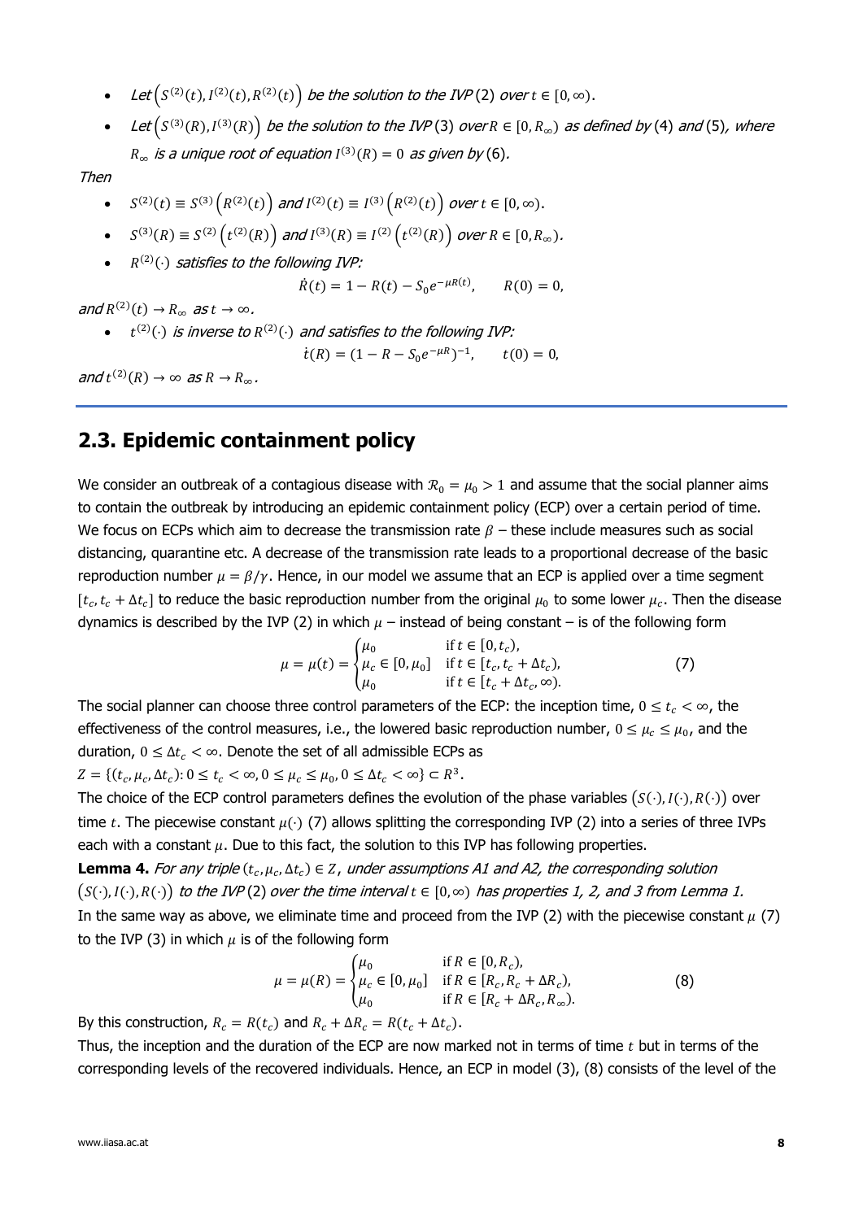- *Let* $\left(S^{(2)}(t), I^{(2)}(t), R^{(2)}(t)\right)$ *be the solution to the IVP* (2) *over* $t \in [0, \infty)$.
- *Let* $\left(S^{(3)}(R), I^{(3)}(R)\right)$ *be the solution to the IVP* (3) *over* $R \in [0, R_\infty)$ *as defined by* (4) *and* (5)*, where* $R_\infty$ *is a unique root of equation* $I^{(3)}(R) = 0$ *as given by* (6)*.*

*Then*

- $S^{(2)}(t) \equiv S^{(3)}\left(R^{(2)}(t)\right)$ *and* $I^{(2)}(t) \equiv I^{(3)}\left(R^{(2)}(t)\right)$ *over* $t \in [0, \infty)$.
- $S^{(3)}(R) \equiv S^{(2)}\left(t^{(2)}(R)\right)$ *and* $I^{(3)}(R) \equiv I^{(2)}\left(t^{(2)}(R)\right)$ *over* $R \in [0, R_\infty)$.
- $R^{(2)}(\cdot)$ *satisfies to the following IVP:*

$$\dot{R}(t) = 1 - R(t) - S_0 e^{-\mu R(t)}, \qquad R(0) = 0,$$

*and* $R^{(2)}(t) \to R_\infty$ *as* $t \to \infty$.

- $t^{(2)}(\cdot)$ *is inverse to* $R^{(2)}(\cdot)$ *and satisfies to the following IVP:*

$$\dot{t}(R) = (1 - R - S_0 e^{-\mu R})^{-1}, \qquad t(0) = 0,$$

*and* $t^{(2)}(R) \to \infty$ *as* $R \to R_\infty$.

## 2.3. Epidemic containment policy

We consider an outbreak of a contagious disease with $\mathcal{R}_0 = \mu_0 > 1$ and assume that the social planner aims to contain the outbreak by introducing an epidemic containment policy (ECP) over a certain period of time. We focus on ECPs which aim to decrease the transmission rate $\beta$ – these include measures such as social distancing, quarantine etc. A decrease of the transmission rate leads to a proportional decrease of the basic reproduction number $\mu = \beta/\gamma$. Hence, in our model we assume that an ECP is applied over a time segment $[t_c, t_c + \Delta t_c]$ to reduce the basic reproduction number from the original $\mu_0$ to some lower $\mu_c$. Then the disease dynamics is described by the IVP (2) in which $\mu$ – instead of being constant – is of the following form

$$\mu = \mu(t) = \begin{cases} \mu_0 & \text{if } t \in [0, t_c), \\ \mu_c \in [0, \mu_0] & \text{if } t \in [t_c, t_c + \Delta t_c), \\ \mu_0 & \text{if } t \in [t_c + \Delta t_c, \infty). \end{cases} \tag{7}$$

The social planner can choose three control parameters of the ECP: the inception time, $0 \leq t_c < \infty$, the effectiveness of the control measures, i.e., the lowered basic reproduction number, $0 \leq \mu_c \leq \mu_0$, and the duration, $0 \leq \Delta t_c < \infty$. Denote the set of all admissible ECPs as

$Z = \{(t_c, \mu_c, \Delta t_c) : 0 \leq t_c < \infty, 0 \leq \mu_c \leq \mu_0, 0 \leq \Delta t_c < \infty\} \subset R^3$.

The choice of the ECP control parameters defines the evolution of the phase variables $(S(\cdot), I(\cdot), R(\cdot))$ over time $t$. The piecewise constant $\mu(\cdot)$ (7) allows splitting the corresponding IVP (2) into a series of three IVPs each with a constant $\mu$. Due to this fact, the solution to this IVP has following properties.

**Lemma 4.** *For any triple* $(t_c, \mu_c, \Delta t_c) \in Z$*, under assumptions A1 and A2, the corresponding solution* $(S(\cdot), I(\cdot), R(\cdot))$ *to the IVP* (2) *over the time interval* $t \in [0, \infty)$ *has properties 1, 2, and 3 from Lemma 1.*

In the same way as above, we eliminate time and proceed from the IVP (2) with the piecewise constant $\mu$ (7) to the IVP (3) in which $\mu$ is of the following form

$$\mu = \mu(R) = \begin{cases} \mu_0 & \text{if } R \in [0, R_c), \\ \mu_c \in [0, \mu_0] & \text{if } R \in [R_c, R_c + \Delta R_c), \\ \mu_0 & \text{if } R \in [R_c + \Delta R_c, R_\infty). \end{cases} \tag{8}$$

By this construction, $R_c = R(t_c)$ and $R_c + \Delta R_c = R(t_c + \Delta t_c)$.

Thus, the inception and the duration of the ECP are now marked not in terms of time $t$ but in terms of the corresponding levels of the recovered individuals. Hence, an ECP in model (3), (8) consists of the level of the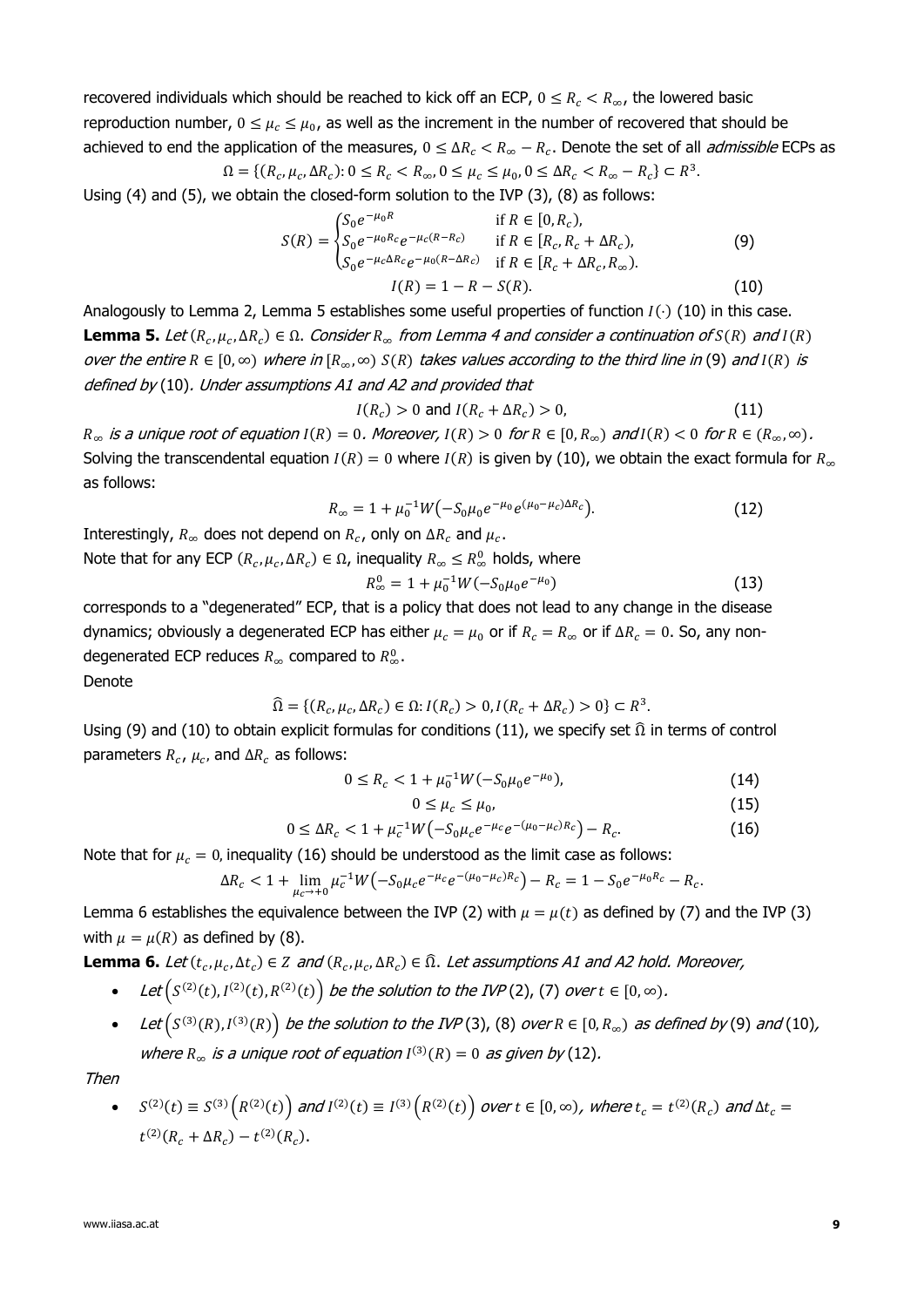recovered individuals which should be reached to kick off an ECP, $0 \leq R_c < R_\infty$, the lowered basic reproduction number, $0 \leq \mu_c \leq \mu_0$, as well as the increment in the number of recovered that should be achieved to end the application of the measures, $0 \leq \Delta R_c < R_\infty - R_c$. Denote the set of all *admissible* ECPs as

$$\Omega = \{(R_c, \mu_c, \Delta R_c): 0 \leq R_c < R_\infty, 0 \leq \mu_c \leq \mu_0, 0 \leq \Delta R_c < R_\infty - R_c\} \subset R^3.$$

Using (4) and (5), we obtain the closed-form solution to the IVP (3), (8) as follows:

$$S(R) = \begin{cases} S_0 e^{-\mu_0 R} & \text{if } R \in [0, R_c), \\ S_0 e^{-\mu_0 R_c} e^{-\mu_c (R - R_c)} & \text{if } R \in [R_c, R_c + \Delta R_c), \\ S_0 e^{-\mu_c \Delta R_c} e^{-\mu_0 (R - \Delta R_c)} & \text{if } R \in [R_c + \Delta R_c, R_\infty). \end{cases} \tag{9}$$

$$I(R) = 1 - R - S(R). \tag{10}$$

Analogously to Lemma 2, Lemma 5 establishes some useful properties of function $I(\cdot)$ (10) in this case.

**Lemma 5.** *Let $(R_c, \mu_c, \Delta R_c) \in \Omega$. Consider $R_\infty$ from Lemma 4 and consider a continuation of $S(R)$ and $I(R)$ over the entire $R \in [0, \infty)$ where in $[R_\infty, \infty)$ $S(R)$ takes values according to the third line in (9) and $I(R)$ is defined by (10). Under assumptions A1 and A2 and provided that*

$$I(R_c) > 0 \text{ and } I(R_c + \Delta R_c) > 0, \tag{11}$$

*$R_\infty$ is a unique root of equation $I(R) = 0$. Moreover, $I(R) > 0$ for $R \in [0, R_\infty)$ and $I(R) < 0$ for $R \in (R_\infty, \infty)$.*

Solving the transcendental equation $I(R) = 0$ where $I(R)$ is given by (10), we obtain the exact formula for $R_\infty$ as follows:

$$R_\infty = 1 + \mu_0^{-1} W\left(-S_0 \mu_0 e^{-\mu_0} e^{(\mu_0 - \mu_c)\Delta R_c}\right). \tag{12}$$

Interestingly, $R_\infty$ does not depend on $R_c$, only on $\Delta R_c$ and $\mu_c$.

Note that for any ECP $(R_c, \mu_c, \Delta R_c) \in \Omega$, inequality $R_\infty \leq R_\infty^0$ holds, where

$$R_\infty^0 = 1 + \mu_0^{-1} W(-S_0 \mu_0 e^{-\mu_0}) \tag{13}$$

corresponds to a "degenerated" ECP, that is a policy that does not lead to any change in the disease dynamics; obviously a degenerated ECP has either $\mu_c = \mu_0$ or if $R_c = R_\infty$ or if $\Delta R_c = 0$. So, any non-degenerated ECP reduces $R_\infty$ compared to $R_\infty^0$.

Denote

$$\widehat{\Omega} = \{(R_c, \mu_c, \Delta R_c) \in \Omega: I(R_c) > 0, I(R_c + \Delta R_c) > 0\} \subset R^3.$$

Using (9) and (10) to obtain explicit formulas for conditions (11), we specify set $\widehat{\Omega}$ in terms of control parameters $R_c$, $\mu_c$, and $\Delta R_c$ as follows:

$$0 \leq R_c < 1 + \mu_0^{-1} W(-S_0 \mu_0 e^{-\mu_0}), \tag{14}$$

$$0 \leq \mu_c \leq \mu_0, \tag{15}$$

$$0 \leq \Delta R_c < 1 + \mu_c^{-1} W\left(-S_0 \mu_c e^{-\mu_c} e^{-(\mu_0 - \mu_c) R_c}\right) - R_c. \tag{16}$$

Note that for $\mu_c = 0$, inequality (16) should be understood as the limit case as follows:

$$\Delta R_c < 1 + \lim_{\mu_c \to +0} \mu_c^{-1} W\left(-S_0 \mu_c e^{-\mu_c} e^{-(\mu_0 - \mu_c) R_c}\right) - R_c = 1 - S_0 e^{-\mu_0 R_c} - R_c.$$

Lemma 6 establishes the equivalence between the IVP (2) with $\mu = \mu(t)$ as defined by (7) and the IVP (3) with $\mu = \mu(R)$ as defined by (8).

**Lemma 6.** *Let $(t_c, \mu_c, \Delta t_c) \in Z$ and $(R_c, \mu_c, \Delta R_c) \in \widehat{\Omega}$. Let assumptions A1 and A2 hold. Moreover,*

- *Let $\left(S^{(2)}(t), I^{(2)}(t), R^{(2)}(t)\right)$ be the solution to the IVP (2), (7) over $t \in [0, \infty)$.*
- *Let $\left(S^{(3)}(R), I^{(3)}(R)\right)$ be the solution to the IVP (3), (8) over $R \in [0, R_\infty)$ as defined by (9) and (10), where $R_\infty$ is a unique root of equation $I^{(3)}(R) = 0$ as given by (12).*

*Then*

- *$S^{(2)}(t) \equiv S^{(3)}\left(R^{(2)}(t)\right)$ and $I^{(2)}(t) \equiv I^{(3)}\left(R^{(2)}(t)\right)$ over $t \in [0, \infty)$, where $t_c = t^{(2)}(R_c)$ and $\Delta t_c = t^{(2)}(R_c + \Delta R_c) - t^{(2)}(R_c)$.*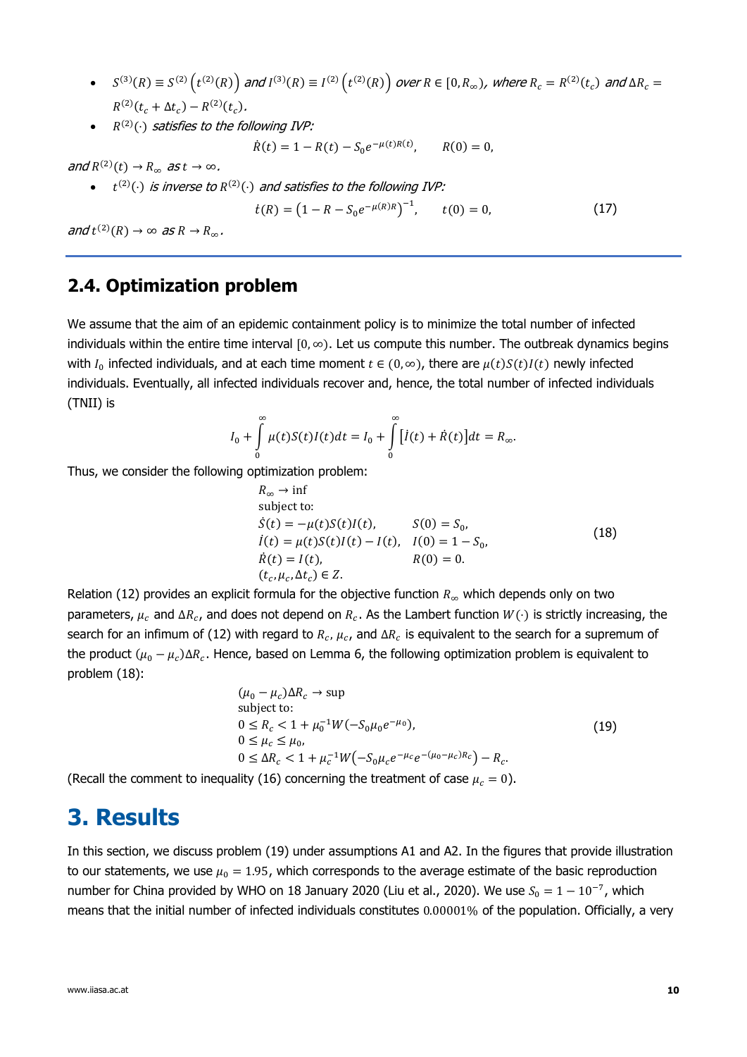- $S^{(3)}(R) \equiv S^{(2)}\left(t^{(2)}(R)\right)$ *and* $I^{(3)}(R) \equiv I^{(2)}\left(t^{(2)}(R)\right)$ *over* $R \in [0, R_\infty)$, *where* $R_c = R^{(2)}(t_c)$ *and* $\Delta R_c = R^{(2)}(t_c + \Delta t_c) - R^{(2)}(t_c)$.
- $R^{(2)}(\cdot)$ *satisfies to the following IVP:*

$$\dot{R}(t) = 1 - R(t) - S_0 e^{-\mu(t)R(t)}, \qquad R(0) = 0,$$

*and* $R^{(2)}(t) \to R_\infty$ *as* $t \to \infty$.

- $t^{(2)}(\cdot)$ *is inverse to* $R^{(2)}(\cdot)$ *and satisfies to the following IVP:*

$$\dot{t}(R) = \left(1 - R - S_0 e^{-\mu(R)R}\right)^{-1}, \qquad t(0) = 0, \tag{17}$$

*and* $t^{(2)}(R) \to \infty$ *as* $R \to R_\infty$.

## 2.4. Optimization problem

We assume that the aim of an epidemic containment policy is to minimize the total number of infected individuals within the entire time interval $[0, \infty)$. Let us compute this number. The outbreak dynamics begins with $I_0$ infected individuals, and at each time moment $t \in (0, \infty)$, there are $\mu(t)S(t)I(t)$ newly infected individuals. Eventually, all infected individuals recover and, hence, the total number of infected individuals (TNII) is

$$I_0 + \int_0^\infty \mu(t)S(t)I(t)dt = I_0 + \int_0^\infty \left[\dot{I}(t) + \dot{R}(t)\right]dt = R_\infty.$$

Thus, we consider the following optimization problem:

$$\begin{aligned}
&R_\infty \to \inf \\
&\text{subject to:} \\
&\dot{S}(t) = -\mu(t)S(t)I(t), \qquad && S(0) = S_0, \\
&\dot{I}(t) = \mu(t)S(t)I(t) - I(t), && I(0) = 1 - S_0, \\
&\dot{R}(t) = I(t), && R(0) = 0. \\
&(t_c, \mu_c, \Delta t_c) \in Z.
\end{aligned} \tag{18}$$

Relation (12) provides an explicit formula for the objective function $R_\infty$ which depends only on two parameters, $\mu_c$ and $\Delta R_c$, and does not depend on $R_c$. As the Lambert function $W(\cdot)$ is strictly increasing, the search for an infimum of (12) with regard to $R_c$, $\mu_c$, and $\Delta R_c$ is equivalent to the search for a supremum of the product $(\mu_0 - \mu_c)\Delta R_c$. Hence, based on Lemma 6, the following optimization problem is equivalent to problem (18):

$$\begin{aligned}
&(\mu_0 - \mu_c)\Delta R_c \to \sup \\
&\text{subject to:} \\
&0 \le R_c < 1 + \mu_0^{-1} W(-S_0 \mu_0 e^{-\mu_0}), \\
&0 \le \mu_c \le \mu_0, \\
&0 \le \Delta R_c < 1 + \mu_c^{-1} W\left(-S_0 \mu_c e^{-\mu_c} e^{-(\mu_0 - \mu_c)R_c}\right) - R_c.
\end{aligned} \tag{19}$$

(Recall the comment to inequality (16) concerning the treatment of case $\mu_c = 0$).

# 3. Results

In this section, we discuss problem (19) under assumptions A1 and A2. In the figures that provide illustration to our statements, we use $\mu_0 = 1.95$, which corresponds to the average estimate of the basic reproduction number for China provided by WHO on 18 January 2020 (Liu et al., 2020). We use $S_0 = 1 - 10^{-7}$, which means that the initial number of infected individuals constitutes $0.00001\%$ of the population. Officially, a very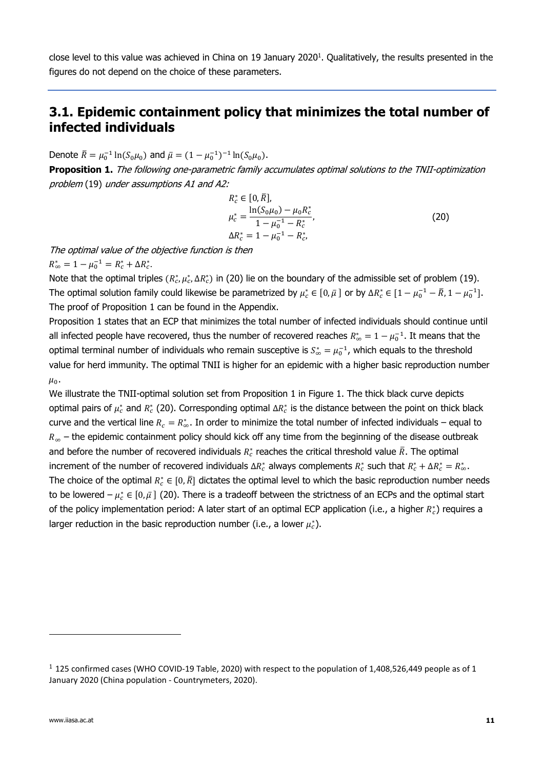close level to this value was achieved in China on 19 January 2020[1]. Qualitatively, the results presented in the figures do not depend on the choice of these parameters.

## 3.1. Epidemic containment policy that minimizes the total number of infected individuals

Denote $\bar{R} = \mu_0^{-1} \ln(S_0\mu_0)$ and $\bar{\mu} = (1-\mu_0^{-1})^{-1} \ln(S_0\mu_0)$.

**Proposition 1.** *The following one-parametric family accumulates optimal solutions to the TNII-optimization problem* (19) *under assumptions A1 and A2:*

$$
\begin{aligned}
R_c^* &\in [0, \bar{R}], \\
\mu_c^* &= \frac{\ln(S_0\mu_0) - \mu_0 R_c^*}{1 - \mu_0^{-1} - R_c^*}, \\
\Delta R_c^* &= 1 - \mu_0^{-1} - R_c^*,
\end{aligned}
\tag{20}
$$

*The optimal value of the objective function is then*
$R_\infty^* = 1 - \mu_0^{-1} = R_c^* + \Delta R_c^*$.

Note that the optimal triples $(R_c^*, \mu_c^*, \Delta R_c^*)$ in (20) lie on the boundary of the admissible set of problem (19). The optimal solution family could likewise be parametrized by $\mu_c^* \in [0, \bar{\mu}]$ or by $\Delta R_c^* \in [1 - \mu_0^{-1} - \bar{R}, 1 - \mu_0^{-1}]$. The proof of Proposition 1 can be found in the Appendix.

Proposition 1 states that an ECP that minimizes the total number of infected individuals should continue until all infected people have recovered, thus the number of recovered reaches $R_\infty^* = 1 - \mu_0^{-1}$. It means that the optimal terminal number of individuals who remain susceptive is $S_\infty^* = \mu_0^{-1}$, which equals to the threshold value for herd immunity. The optimal TNII is higher for an epidemic with a higher basic reproduction number $\mu_0$.

We illustrate the TNII-optimal solution set from Proposition 1 in Figure 1. The thick black curve depicts optimal pairs of $\mu_c^*$ and $R_c^*$ (20). Corresponding optimal $\Delta R_c^*$ is the distance between the point on thick black curve and the vertical line $R_c = R_\infty^*$. In order to minimize the total number of infected individuals – equal to $R_\infty$ – the epidemic containment policy should kick off any time from the beginning of the disease outbreak and before the number of recovered individuals $R_c^*$ reaches the critical threshold value $\bar{R}$. The optimal increment of the number of recovered individuals $\Delta R_c^*$ always complements $R_c^*$ such that $R_c^* + \Delta R_c^* = R_\infty^*$. The choice of the optimal $R_c^* \in [0, \bar{R}]$ dictates the optimal level to which the basic reproduction number needs to be lowered – $\mu_c^* \in [0, \bar{\mu}]$ (20). There is a tradeoff between the strictness of an ECPs and the optimal start of the policy implementation period: A later start of an optimal ECP application (i.e., a higher $R_c^*$) requires a larger reduction in the basic reproduction number (i.e., a lower $\mu_c^*$).

[1] 125 confirmed cases (WHO COVID-19 Table, 2020) with respect to the population of 1,408,526,449 people as of 1 January 2020 (China population - Countrymeters, 2020).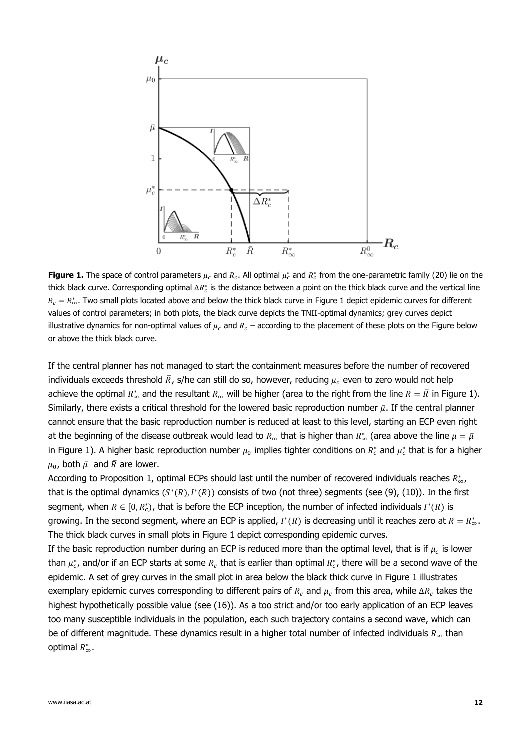**Figure 1.** The space of control parameters $\mu_c$ and $R_c$. All optimal $\mu_c^*$ and $R_c^*$ from the one-parametric family (20) lie on the thick black curve. Corresponding optimal $\Delta R_c^*$ is the distance between a point on the thick black curve and the vertical line $R_c = R_\infty^*$. Two small plots located above and below the thick black curve in Figure 1 depict epidemic curves for different values of control parameters; in both plots, the black curve depicts the TNII-optimal dynamics; grey curves depict illustrative dynamics for non-optimal values of $\mu_c$ and $R_c$ – according to the placement of these plots on the Figure below or above the thick black curve.

If the central planner has not managed to start the containment measures before the number of recovered individuals exceeds threshold $\bar{R}$, s/he can still do so, however, reducing $\mu_c$ even to zero would not help achieve the optimal $R_\infty^*$ and the resultant $R_\infty$ will be higher (area to the right from the line $R = \bar{R}$ in Figure 1). Similarly, there exists a critical threshold for the lowered basic reproduction number $\bar{\mu}$. If the central planner cannot ensure that the basic reproduction number is reduced at least to this level, starting an ECP even right at the beginning of the disease outbreak would lead to $R_\infty$ that is higher than $R_\infty^*$ (area above the line $\mu = \bar{\mu}$ in Figure 1). A higher basic reproduction number $\mu_0$ implies tighter conditions on $R_c^*$ and $\mu_c^*$ that is for a higher $\mu_0$, both $\bar{\mu}$ and $\bar{R}$ are lower.

According to Proposition 1, optimal ECPs should last until the number of recovered individuals reaches $R_\infty^*$, that is the optimal dynamics $(S^*(R), I^*(R))$ consists of two (not three) segments (see (9), (10)). In the first segment, when $R \in [0, R_c^*)$, that is before the ECP inception, the number of infected individuals $I^*(R)$ is growing. In the second segment, where an ECP is applied, $I^*(R)$ is decreasing until it reaches zero at $R = R_\infty^*$. The thick black curves in small plots in Figure 1 depict corresponding epidemic curves.

If the basic reproduction number during an ECP is reduced more than the optimal level, that is if $\mu_c$ is lower than $\mu_c^*$, and/or if an ECP starts at some $R_c$ that is earlier than optimal $R_c^*$, there will be a second wave of the epidemic. A set of grey curves in the small plot in area below the black thick curve in Figure 1 illustrates exemplary epidemic curves corresponding to different pairs of $R_c$ and $\mu_c$ from this area, while $\Delta R_c$ takes the highest hypothetically possible value (see (16)). As a too strict and/or too early application of an ECP leaves too many susceptible individuals in the population, each such trajectory contains a second wave, which can be of different magnitude. These dynamics result in a higher total number of infected individuals $R_\infty$ than optimal $R_\infty^*$.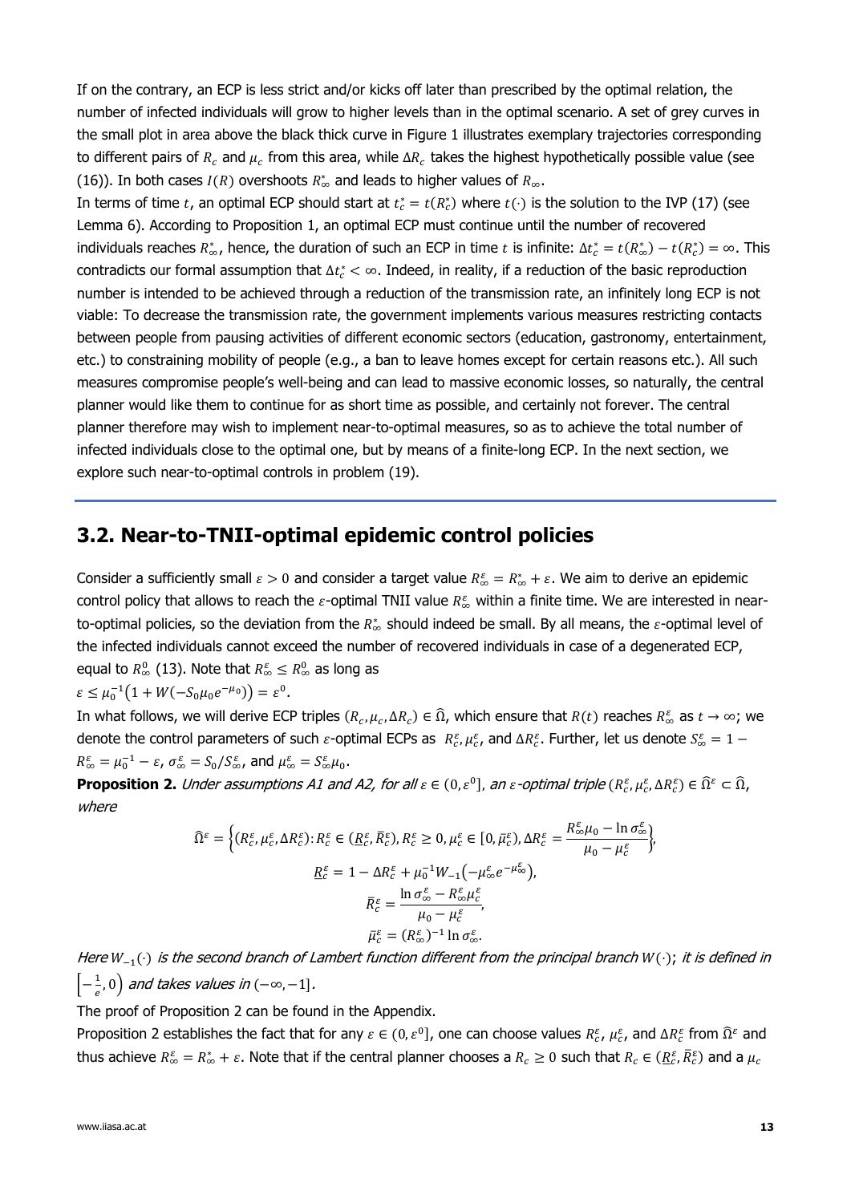If on the contrary, an ECP is less strict and/or kicks off later than prescribed by the optimal relation, the number of infected individuals will grow to higher levels than in the optimal scenario. A set of grey curves in the small plot in area above the black thick curve in Figure 1 illustrates exemplary trajectories corresponding to different pairs of $R_c$ and $\mu_c$ from this area, while $\Delta R_c$ takes the highest hypothetically possible value (see (16)). In both cases $I(R)$ overshoots $R^*_\infty$ and leads to higher values of $R_\infty$.

In terms of time $t$, an optimal ECP should start at $t^*_c = t(R^*_c)$ where $t(\cdot)$ is the solution to the IVP (17) (see Lemma 6). According to Proposition 1, an optimal ECP must continue until the number of recovered individuals reaches $R^*_\infty$, hence, the duration of such an ECP in time $t$ is infinite: $\Delta t^*_c = t(R^*_\infty) - t(R^*_c) = \infty$. This contradicts our formal assumption that $\Delta t^*_c < \infty$. Indeed, in reality, if a reduction of the basic reproduction number is intended to be achieved through a reduction of the transmission rate, an infinitely long ECP is not viable: To decrease the transmission rate, the government implements various measures restricting contacts between people from pausing activities of different economic sectors (education, gastronomy, entertainment, etc.) to constraining mobility of people (e.g., a ban to leave homes except for certain reasons etc.). All such measures compromise people's well-being and can lead to massive economic losses, so naturally, the central planner would like them to continue for as short time as possible, and certainly not forever. The central planner therefore may wish to implement near-to-optimal measures, so as to achieve the total number of infected individuals close to the optimal one, but by means of a finite-long ECP. In the next section, we explore such near-to-optimal controls in problem (19).

## 3.2. Near-to-TNII-optimal epidemic control policies

Consider a sufficiently small $\varepsilon > 0$ and consider a target value $R^\varepsilon_\infty = R^*_\infty + \varepsilon$. We aim to derive an epidemic control policy that allows to reach the $\varepsilon$-optimal TNII value $R^\varepsilon_\infty$ within a finite time. We are interested in near-to-optimal policies, so the deviation from the $R^*_\infty$ should indeed be small. By all means, the $\varepsilon$-optimal level of the infected individuals cannot exceed the number of recovered individuals in case of a degenerated ECP, equal to $R^0_\infty$ (13). Note that $R^\varepsilon_\infty \le R^0_\infty$ as long as

$\varepsilon \le \mu_0^{-1}\left(1 + W(-S_0\mu_0 e^{-\mu_0})\right) = \varepsilon^0.$

In what follows, we will derive ECP triples $(R_c, \mu_c, \Delta R_c) \in \widehat{\Omega}$, which ensure that $R(t)$ reaches $R^\varepsilon_\infty$ as $t \to \infty$; we denote the control parameters of such $\varepsilon$-optimal ECPs as $R^\varepsilon_c, \mu^\varepsilon_c$, and $\Delta R^\varepsilon_c$. Further, let us denote $S^\varepsilon_\infty = 1 - R^\varepsilon_\infty = \mu_0^{-1} - \varepsilon$, $\sigma^\varepsilon_\infty = S_0/S^\varepsilon_\infty$, and $\mu^\varepsilon_\infty = S^\varepsilon_\infty \mu_0$.

**Proposition 2.** *Under assumptions A1 and A2, for all* $\varepsilon \in (0, \varepsilon^0]$, *an* $\varepsilon$*-optimal triple* $(R^\varepsilon_c, \mu^\varepsilon_c, \Delta R^\varepsilon_c) \in \widehat{\Omega}^\varepsilon \subset \widehat{\Omega}$, *where*

$$
\widehat{\Omega}^\varepsilon = \left\{(R^\varepsilon_c, \mu^\varepsilon_c, \Delta R^\varepsilon_c) : R^\varepsilon_c \in (\underline{R}^\varepsilon_c, \bar{R}^\varepsilon_c), R^\varepsilon_c \ge 0, \mu^\varepsilon_c \in [0, \bar{\mu}^\varepsilon_c), \Delta R^\varepsilon_c = \frac{R^\varepsilon_\infty \mu_0 - \ln \sigma^\varepsilon_\infty}{\mu_0 - \mu^\varepsilon_c}\right\},
$$

$$
\underline{R}^\varepsilon_c = 1 - \Delta R^\varepsilon_c + \mu_0^{-1} W_{-1}\left(-\mu^\varepsilon_\infty e^{-\mu^\varepsilon_\infty}\right),
$$

$$
\bar{R}^\varepsilon_c = \frac{\ln \sigma^\varepsilon_\infty - R^\varepsilon_\infty \mu^\varepsilon_c}{\mu_0 - \mu^\varepsilon_c},
$$

$$
\bar{\mu}^\varepsilon_c = (R^\varepsilon_\infty)^{-1} \ln \sigma^\varepsilon_\infty.
$$

*Here* $W_{-1}(\cdot)$ *is the second branch of Lambert function different from the principal branch* $W(\cdot)$; *it is defined in* $\left[-\frac{1}{e}, 0\right)$ *and takes values in* $(-\infty, -1]$.

The proof of Proposition 2 can be found in the Appendix.

Proposition 2 establishes the fact that for any $\varepsilon \in (0, \varepsilon^0]$, one can choose values $R^\varepsilon_c$, $\mu^\varepsilon_c$, and $\Delta R^\varepsilon_c$ from $\widehat{\Omega}^\varepsilon$ and thus achieve $R^\varepsilon_\infty = R^*_\infty + \varepsilon$. Note that if the central planner chooses a $R_c \ge 0$ such that $R_c \in (\underline{R}^\varepsilon_c, \bar{R}^\varepsilon_c)$ and a $\mu_c$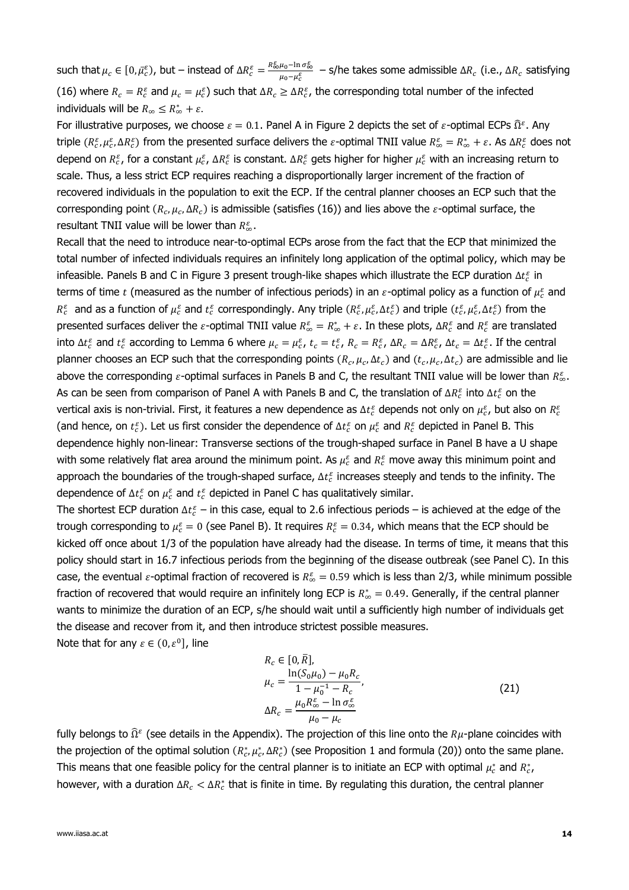such that $\mu_c \in [0, \bar{\mu}_c^\varepsilon)$, but – instead of $\Delta R_c^\varepsilon = \frac{R_\infty^\varepsilon \mu_0 - \ln \sigma_\infty^\varepsilon}{\mu_0 - \mu_c^\varepsilon}$ – s/he takes some admissible $\Delta R_c$ (i.e., $\Delta R_c$ satisfying (16) where $R_c = R_c^\varepsilon$ and $\mu_c = \mu_c^\varepsilon$) such that $\Delta R_c \geq \Delta R_c^\varepsilon$, the corresponding total number of the infected individuals will be $R_\infty \leq R_\infty^* + \varepsilon$.

For illustrative purposes, we choose $\varepsilon = 0.1$. Panel A in Figure 2 depicts the set of $\varepsilon$-optimal ECPs $\widehat{\Omega}^\varepsilon$. Any triple $(R_c^\varepsilon, \mu_c^\varepsilon, \Delta R_c^\varepsilon)$ from the presented surface delivers the $\varepsilon$-optimal TNII value $R_\infty^\varepsilon = R_\infty^* + \varepsilon$. As $\Delta R_c^\varepsilon$ does not depend on $R_c^\varepsilon$, for a constant $\mu_c^\varepsilon$, $\Delta R_c^\varepsilon$ is constant. $\Delta R_c^\varepsilon$ gets higher for higher $\mu_c^\varepsilon$ with an increasing return to scale. Thus, a less strict ECP requires reaching a disproportionally larger increment of the fraction of recovered individuals in the population to exit the ECP. If the central planner chooses an ECP such that the corresponding point $(R_c, \mu_c, \Delta R_c)$ is admissible (satisfies (16)) and lies above the $\varepsilon$-optimal surface, the resultant TNII value will be lower than $R_\infty^\varepsilon$.

Recall that the need to introduce near-to-optimal ECPs arose from the fact that the ECP that minimized the total number of infected individuals requires an infinitely long application of the optimal policy, which may be infeasible. Panels B and C in Figure 3 present trough-like shapes which illustrate the ECP duration $\Delta t_c^\varepsilon$ in terms of time $t$ (measured as the number of infectious periods) in an $\varepsilon$-optimal policy as a function of $\mu_c^\varepsilon$ and $R_c^\varepsilon$ and as a function of $\mu_c^\varepsilon$ and $t_c^\varepsilon$ correspondingly. Any triple $(R_c^\varepsilon, \mu_c^\varepsilon, \Delta t_c^\varepsilon)$ and triple $(t_c^\varepsilon, \mu_c^\varepsilon, \Delta t_c^\varepsilon)$ from the presented surfaces deliver the $\varepsilon$-optimal TNII value $R_\infty^\varepsilon = R_\infty^* + \varepsilon$. In these plots, $\Delta R_c^\varepsilon$ and $R_c^\varepsilon$ are translated into $\Delta t_c^\varepsilon$ and $t_c^\varepsilon$ according to Lemma 6 where $\mu_c = \mu_c^\varepsilon$, $t_c = t_c^\varepsilon$, $R_c = R_c^\varepsilon$, $\Delta R_c = \Delta R_c^\varepsilon$, $\Delta t_c = \Delta t_c^\varepsilon$. If the central planner chooses an ECP such that the corresponding points $(R_c, \mu_c, \Delta t_c)$ and $(t_c, \mu_c, \Delta t_c)$ are admissible and lie above the corresponding $\varepsilon$-optimal surfaces in Panels B and C, the resultant TNII value will be lower than $R_\infty^\varepsilon$.

As can be seen from comparison of Panel A with Panels B and C, the translation of $\Delta R_c^\varepsilon$ into $\Delta t_c^\varepsilon$ on the vertical axis is non-trivial. First, it features a new dependence as $\Delta t_c^\varepsilon$ depends not only on $\mu_c^\varepsilon$, but also on $R_c^\varepsilon$ (and hence, on $t_c^\varepsilon$). Let us first consider the dependence of $\Delta t_c^\varepsilon$ on $\mu_c^\varepsilon$ and $R_c^\varepsilon$ depicted in Panel B. This dependence highly non-linear: Transverse sections of the trough-shaped surface in Panel B have a U shape with some relatively flat area around the minimum point. As $\mu_c^\varepsilon$ and $R_c^\varepsilon$ move away this minimum point and approach the boundaries of the trough-shaped surface, $\Delta t_c^\varepsilon$ increases steeply and tends to the infinity. The dependence of $\Delta t_c^\varepsilon$ on $\mu_c^\varepsilon$ and $t_c^\varepsilon$ depicted in Panel C has qualitatively similar.

The shortest ECP duration $\Delta t_c^\varepsilon$ – in this case, equal to 2.6 infectious periods – is achieved at the edge of the trough corresponding to $\mu_c^\varepsilon = 0$ (see Panel B). It requires $R_c^\varepsilon = 0.34$, which means that the ECP should be kicked off once about 1/3 of the population have already had the disease. In terms of time, it means that this policy should start in 16.7 infectious periods from the beginning of the disease outbreak (see Panel C). In this case, the eventual $\varepsilon$-optimal fraction of recovered is $R_\infty^\varepsilon = 0.59$ which is less than 2/3, while minimum possible fraction of recovered that would require an infinitely long ECP is $R_\infty^* = 0.49$. Generally, if the central planner wants to minimize the duration of an ECP, s/he should wait until a sufficiently high number of individuals get the disease and recover from it, and then introduce strictest possible measures.

Note that for any $\varepsilon \in (0, \varepsilon^0]$, line

$$
\begin{aligned}
&R_c \in [0, \bar{R}], \\
&\mu_c = \frac{\ln(S_0 \mu_0) - \mu_0 R_c}{1 - \mu_0^{-1} - R_c}, \\
&\Delta R_c = \frac{\mu_0 R_\infty^\varepsilon - \ln \sigma_\infty^\varepsilon}{\mu_0 - \mu_c}
\end{aligned}
\tag{21}
$$

fully belongs to $\widehat{\Omega}^\varepsilon$ (see details in the Appendix). The projection of this line onto the $R\mu$-plane coincides with the projection of the optimal solution $(R_c^*, \mu_c^*, \Delta R_c^*)$ (see Proposition 1 and formula (20)) onto the same plane. This means that one feasible policy for the central planner is to initiate an ECP with optimal $\mu_c^*$ and $R_c^*$, however, with a duration $\Delta R_c < \Delta R_c^*$ that is finite in time. By regulating this duration, the central planner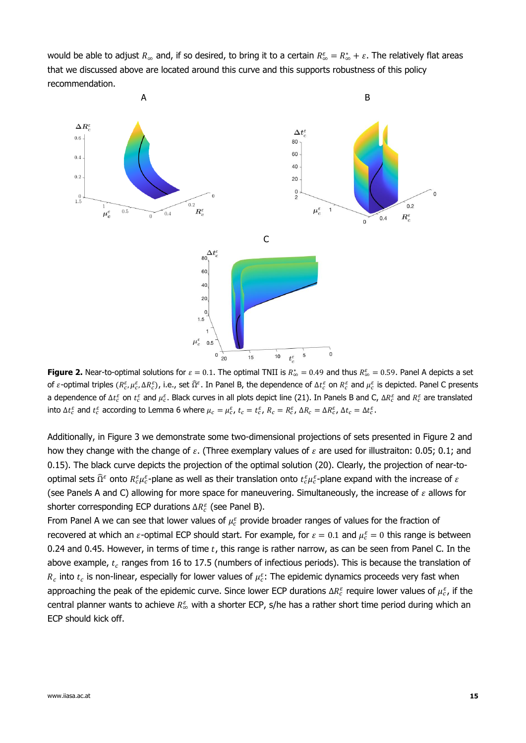would be able to adjust $R_\infty$ and, if so desired, to bring it to a certain $R_\infty^\varepsilon = R_\infty^* + \varepsilon$. The relatively flat areas that we discussed above are located around this curve and this supports robustness of this policy recommendation.

**Figure 2.** Near-to-optimal solutions for $\varepsilon = 0.1$. The optimal TNII is $R_\infty^* = 0.49$ and thus $R_\infty^\varepsilon = 0.59$. Panel A depicts a set of $\varepsilon$-optimal triples $(R_c^\varepsilon, \mu_c^\varepsilon, \Delta R_c^\varepsilon)$, i.e., set $\widehat{\Omega}^\varepsilon$. In Panel B, the dependence of $\Delta t_c^\varepsilon$ on $R_c^\varepsilon$ and $\mu_c^\varepsilon$ is depicted. Panel C presents a dependence of $\Delta t_c^\varepsilon$ on $t_c^\varepsilon$ and $\mu_c^\varepsilon$. Black curves in all plots depict line (21). In Panels B and C, $\Delta R_c^\varepsilon$ and $R_c^\varepsilon$ are translated into $\Delta t_c^\varepsilon$ and $t_c^\varepsilon$ according to Lemma 6 where $\mu_c = \mu_c^\varepsilon$, $t_c = t_c^\varepsilon$, $R_c = R_c^\varepsilon$, $\Delta R_c = \Delta R_c^\varepsilon$, $\Delta t_c = \Delta t_c^\varepsilon$.

Additionally, in Figure 3 we demonstrate some two-dimensional projections of sets presented in Figure 2 and how they change with the change of $\varepsilon$. (Three exemplary values of $\varepsilon$ are used for illustraiton: 0.05; 0.1; and 0.15). The black curve depicts the projection of the optimal solution (20). Clearly, the projection of near-to-optimal sets $\widehat{\Omega}^\varepsilon$ onto $R_c^\varepsilon \mu_c^\varepsilon$-plane as well as their translation onto $t_c^\varepsilon \mu_c^\varepsilon$-plane expand with the increase of $\varepsilon$ (see Panels A and C) allowing for more space for maneuvering. Simultaneously, the increase of $\varepsilon$ allows for shorter corresponding ECP durations $\Delta R_c^\varepsilon$ (see Panel B).

From Panel A we can see that lower values of $\mu_c^\varepsilon$ provide broader ranges of values for the fraction of recovered at which an $\varepsilon$-optimal ECP should start. For example, for $\varepsilon = 0.1$ and $\mu_c^\varepsilon = 0$ this range is between 0.24 and 0.45. However, in terms of time $t$, this range is rather narrow, as can be seen from Panel C. In the above example, $t_c$ ranges from 16 to 17.5 (numbers of infectious periods). This is because the translation of $R_c$ into $t_c$ is non-linear, especially for lower values of $\mu_c^\varepsilon$: The epidemic dynamics proceeds very fast when approaching the peak of the epidemic curve. Since lower ECP durations $\Delta R_c^\varepsilon$ require lower values of $\mu_c^\varepsilon$, if the central planner wants to achieve $R_\infty^\varepsilon$ with a shorter ECP, s/he has a rather short time period during which an ECP should kick off.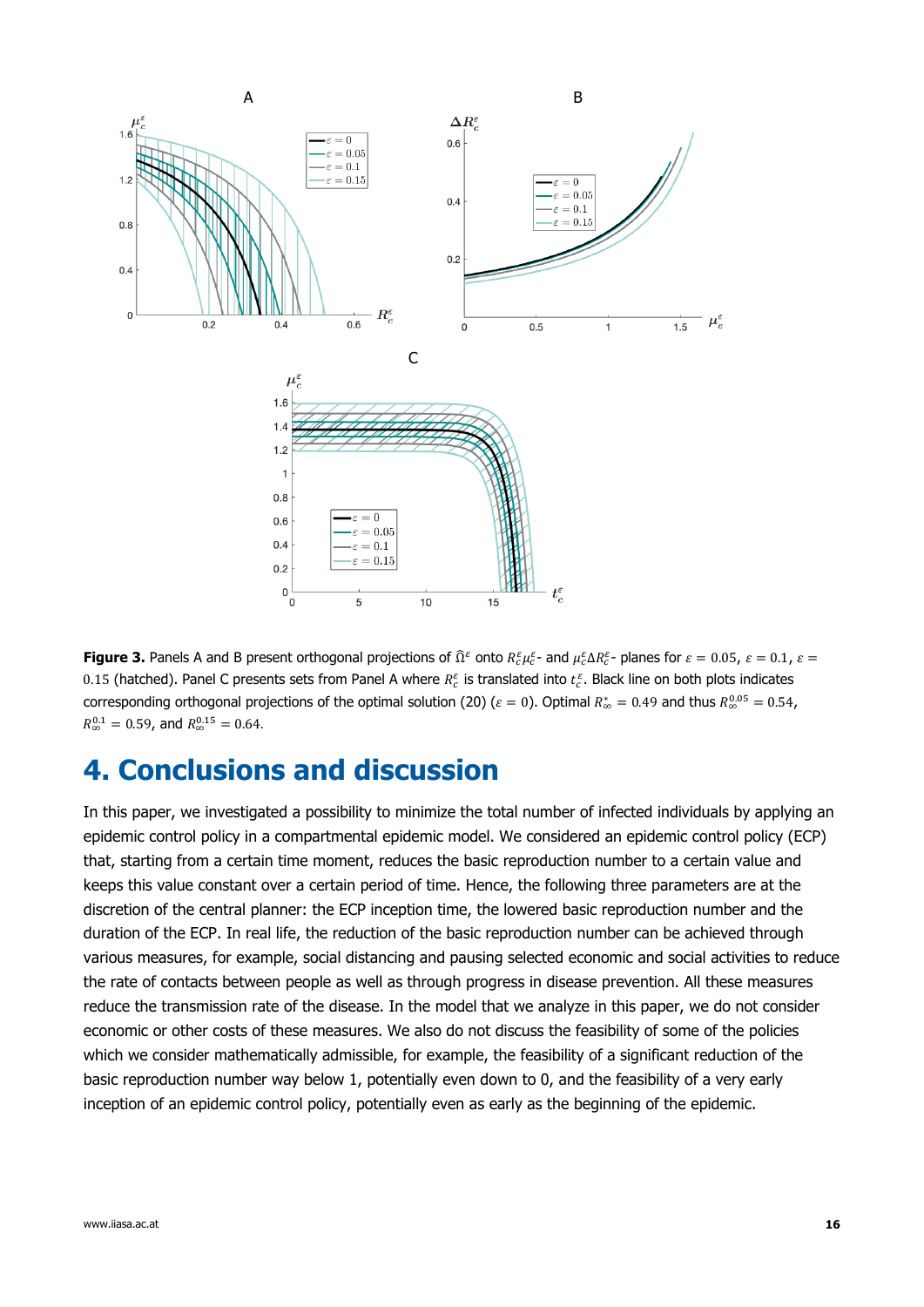**Figure 3.** Panels A and B present orthogonal projections of $\widehat{\Omega}^{\varepsilon}$ onto $R_c^{\varepsilon}\mu_c^{\varepsilon}$- and $\mu_c^{\varepsilon}\Delta R_c^{\varepsilon}$- planes for $\varepsilon = 0.05$, $\varepsilon = 0.1$, $\varepsilon = 0.15$ (hatched). Panel C presents sets from Panel A where $R_c^{\varepsilon}$ is translated into $t_c^{\varepsilon}$. Black line on both plots indicates corresponding orthogonal projections of the optimal solution (20) ($\varepsilon = 0$). Optimal $R_{\infty}^{*} = 0.49$ and thus $R_{\infty}^{0.05} = 0.54$, $R_{\infty}^{0.1} = 0.59$, and $R_{\infty}^{0.15} = 0.64$.

# 4. Conclusions and discussion

In this paper, we investigated a possibility to minimize the total number of infected individuals by applying an epidemic control policy in a compartmental epidemic model. We considered an epidemic control policy (ECP) that, starting from a certain time moment, reduces the basic reproduction number to a certain value and keeps this value constant over a certain period of time. Hence, the following three parameters are at the discretion of the central planner: the ECP inception time, the lowered basic reproduction number and the duration of the ECP. In real life, the reduction of the basic reproduction number can be achieved through various measures, for example, social distancing and pausing selected economic and social activities to reduce the rate of contacts between people as well as through progress in disease prevention. All these measures reduce the transmission rate of the disease. In the model that we analyze in this paper, we do not consider economic or other costs of these measures. We also do not discuss the feasibility of some of the policies which we consider mathematically admissible, for example, the feasibility of a significant reduction of the basic reproduction number way below 1, potentially even down to 0, and the feasibility of a very early inception of an epidemic control policy, potentially even as early as the beginning of the epidemic.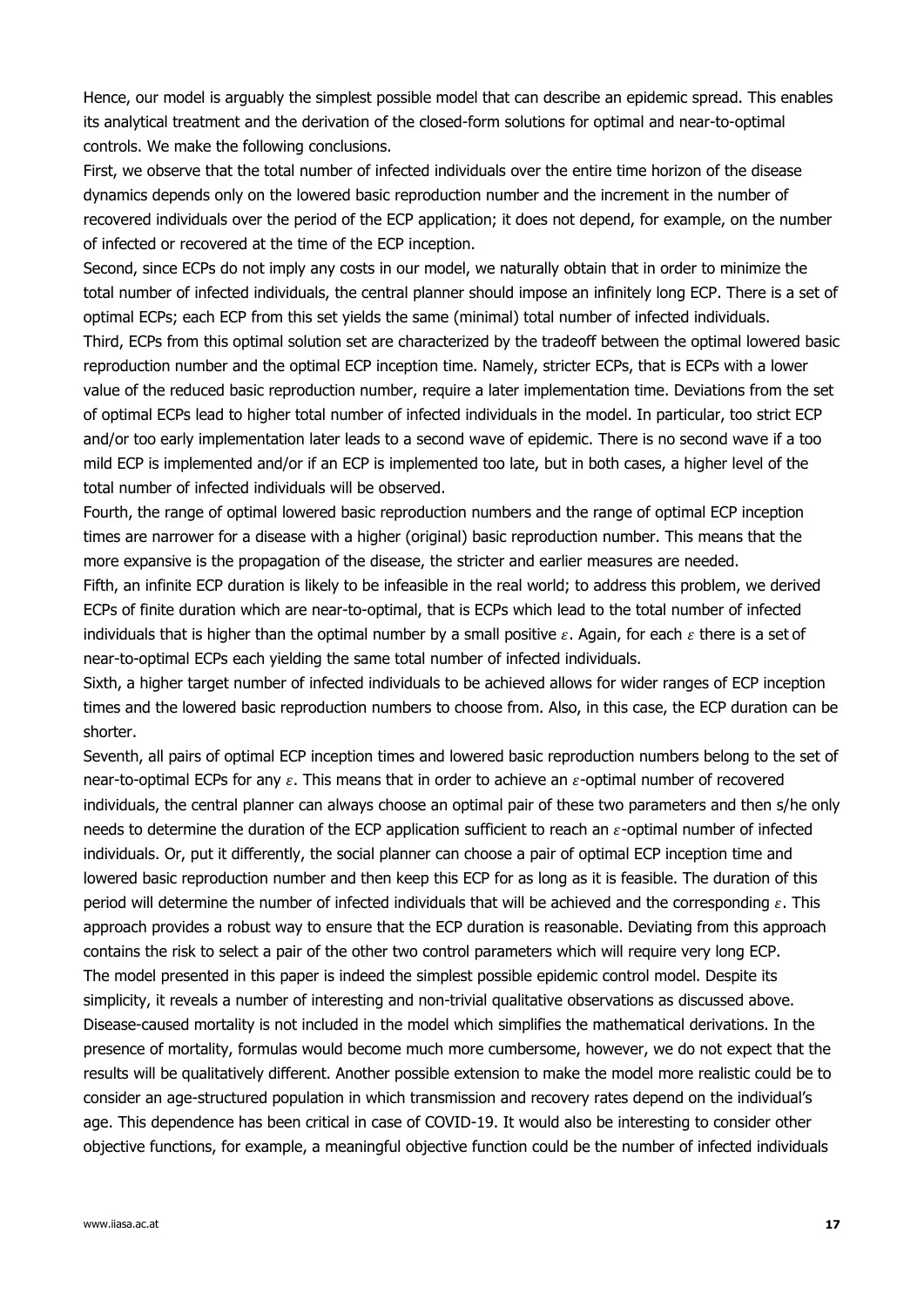Hence, our model is arguably the simplest possible model that can describe an epidemic spread. This enables its analytical treatment and the derivation of the closed-form solutions for optimal and near-to-optimal controls. We make the following conclusions.

First, we observe that the total number of infected individuals over the entire time horizon of the disease dynamics depends only on the lowered basic reproduction number and the increment in the number of recovered individuals over the period of the ECP application; it does not depend, for example, on the number of infected or recovered at the time of the ECP inception.

Second, since ECPs do not imply any costs in our model, we naturally obtain that in order to minimize the total number of infected individuals, the central planner should impose an infinitely long ECP. There is a set of optimal ECPs; each ECP from this set yields the same (minimal) total number of infected individuals.

Third, ECPs from this optimal solution set are characterized by the tradeoff between the optimal lowered basic reproduction number and the optimal ECP inception time. Namely, stricter ECPs, that is ECPs with a lower value of the reduced basic reproduction number, require a later implementation time. Deviations from the set of optimal ECPs lead to higher total number of infected individuals in the model. In particular, too strict ECP and/or too early implementation later leads to a second wave of epidemic. There is no second wave if a too mild ECP is implemented and/or if an ECP is implemented too late, but in both cases, a higher level of the total number of infected individuals will be observed.

Fourth, the range of optimal lowered basic reproduction numbers and the range of optimal ECP inception times are narrower for a disease with a higher (original) basic reproduction number. This means that the more expansive is the propagation of the disease, the stricter and earlier measures are needed.

Fifth, an infinite ECP duration is likely to be infeasible in the real world; to address this problem, we derived ECPs of finite duration which are near-to-optimal, that is ECPs which lead to the total number of infected individuals that is higher than the optimal number by a small positive $\varepsilon$. Again, for each $\varepsilon$ there is a set of near-to-optimal ECPs each yielding the same total number of infected individuals.

Sixth, a higher target number of infected individuals to be achieved allows for wider ranges of ECP inception times and the lowered basic reproduction numbers to choose from. Also, in this case, the ECP duration can be shorter.

Seventh, all pairs of optimal ECP inception times and lowered basic reproduction numbers belong to the set of near-to-optimal ECPs for any $\varepsilon$. This means that in order to achieve an $\varepsilon$-optimal number of recovered individuals, the central planner can always choose an optimal pair of these two parameters and then s/he only needs to determine the duration of the ECP application sufficient to reach an $\varepsilon$-optimal number of infected individuals. Or, put it differently, the social planner can choose a pair of optimal ECP inception time and lowered basic reproduction number and then keep this ECP for as long as it is feasible. The duration of this period will determine the number of infected individuals that will be achieved and the corresponding $\varepsilon$. This approach provides a robust way to ensure that the ECP duration is reasonable. Deviating from this approach contains the risk to select a pair of the other two control parameters which will require very long ECP.

The model presented in this paper is indeed the simplest possible epidemic control model. Despite its simplicity, it reveals a number of interesting and non-trivial qualitative observations as discussed above. Disease-caused mortality is not included in the model which simplifies the mathematical derivations. In the presence of mortality, formulas would become much more cumbersome, however, we do not expect that the results will be qualitatively different. Another possible extension to make the model more realistic could be to consider an age-structured population in which transmission and recovery rates depend on the individual's age. This dependence has been critical in case of COVID-19. It would also be interesting to consider other objective functions, for example, a meaningful objective function could be the number of infected individuals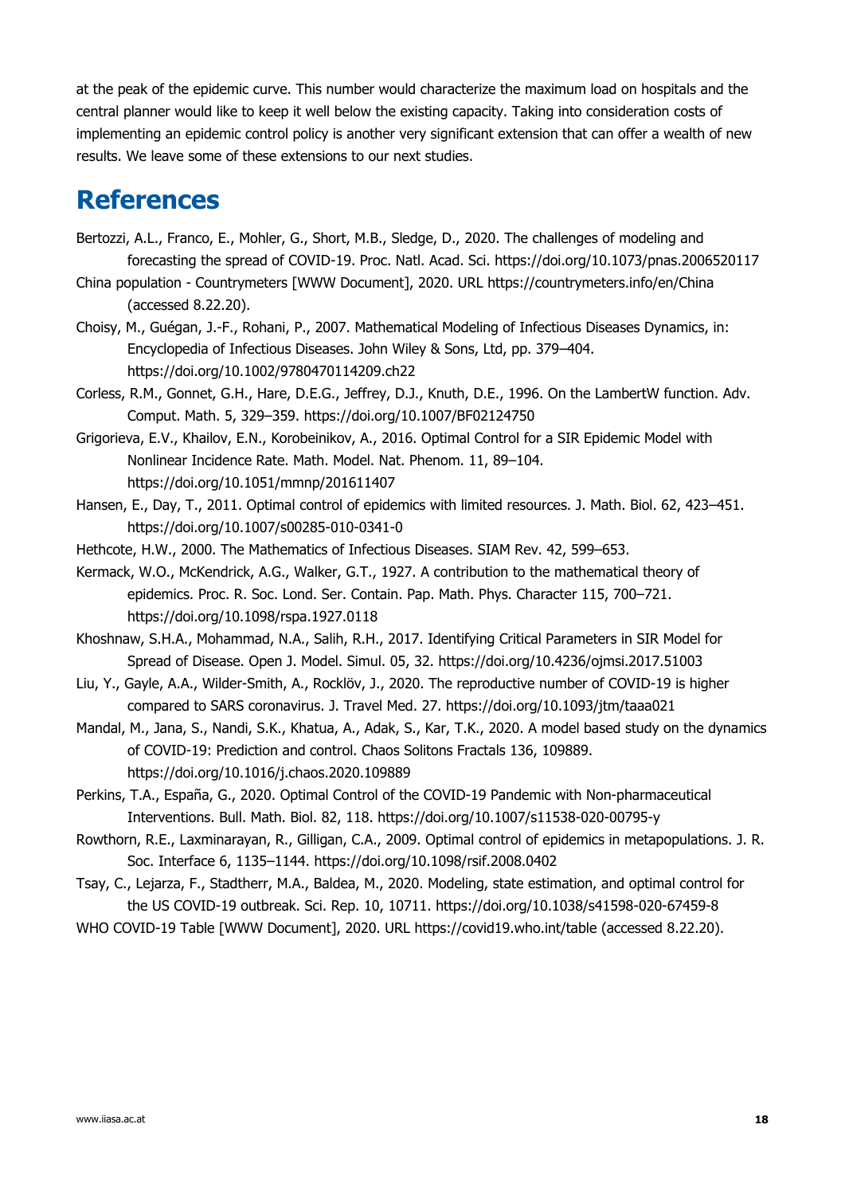at the peak of the epidemic curve. This number would characterize the maximum load on hospitals and the central planner would like to keep it well below the existing capacity. Taking into consideration costs of implementing an epidemic control policy is another very significant extension that can offer a wealth of new results. We leave some of these extensions to our next studies.

# References

Bertozzi, A.L., Franco, E., Mohler, G., Short, M.B., Sledge, D., 2020. The challenges of modeling and forecasting the spread of COVID-19. Proc. Natl. Acad. Sci. https://doi.org/10.1073/pnas.2006520117

China population - Countrymeters [WWW Document], 2020. URL https://countrymeters.info/en/China (accessed 8.22.20).

Choisy, M., Guégan, J.-F., Rohani, P., 2007. Mathematical Modeling of Infectious Diseases Dynamics, in: Encyclopedia of Infectious Diseases. John Wiley & Sons, Ltd, pp. 379–404. https://doi.org/10.1002/9780470114209.ch22

Corless, R.M., Gonnet, G.H., Hare, D.E.G., Jeffrey, D.J., Knuth, D.E., 1996. On the LambertW function. Adv. Comput. Math. 5, 329–359. https://doi.org/10.1007/BF02124750

Grigorieva, E.V., Khailov, E.N., Korobeinikov, A., 2016. Optimal Control for a SIR Epidemic Model with Nonlinear Incidence Rate. Math. Model. Nat. Phenom. 11, 89–104. https://doi.org/10.1051/mmnp/201611407

Hansen, E., Day, T., 2011. Optimal control of epidemics with limited resources. J. Math. Biol. 62, 423–451. https://doi.org/10.1007/s00285-010-0341-0

Hethcote, H.W., 2000. The Mathematics of Infectious Diseases. SIAM Rev. 42, 599–653.

Kermack, W.O., McKendrick, A.G., Walker, G.T., 1927. A contribution to the mathematical theory of epidemics. Proc. R. Soc. Lond. Ser. Contain. Pap. Math. Phys. Character 115, 700–721. https://doi.org/10.1098/rspa.1927.0118

Khoshnaw, S.H.A., Mohammad, N.A., Salih, R.H., 2017. Identifying Critical Parameters in SIR Model for Spread of Disease. Open J. Model. Simul. 05, 32. https://doi.org/10.4236/ojmsi.2017.51003

Liu, Y., Gayle, A.A., Wilder-Smith, A., Rocklöv, J., 2020. The reproductive number of COVID-19 is higher compared to SARS coronavirus. J. Travel Med. 27. https://doi.org/10.1093/jtm/taaa021

Mandal, M., Jana, S., Nandi, S.K., Khatua, A., Adak, S., Kar, T.K., 2020. A model based study on the dynamics of COVID-19: Prediction and control. Chaos Solitons Fractals 136, 109889. https://doi.org/10.1016/j.chaos.2020.109889

Perkins, T.A., España, G., 2020. Optimal Control of the COVID-19 Pandemic with Non-pharmaceutical Interventions. Bull. Math. Biol. 82, 118. https://doi.org/10.1007/s11538-020-00795-y

Rowthorn, R.E., Laxminarayan, R., Gilligan, C.A., 2009. Optimal control of epidemics in metapopulations. J. R. Soc. Interface 6, 1135–1144. https://doi.org/10.1098/rsif.2008.0402

Tsay, C., Lejarza, F., Stadtherr, M.A., Baldea, M., 2020. Modeling, state estimation, and optimal control for the US COVID-19 outbreak. Sci. Rep. 10, 10711. https://doi.org/10.1038/s41598-020-67459-8

WHO COVID-19 Table [WWW Document], 2020. URL https://covid19.who.int/table (accessed 8.22.20).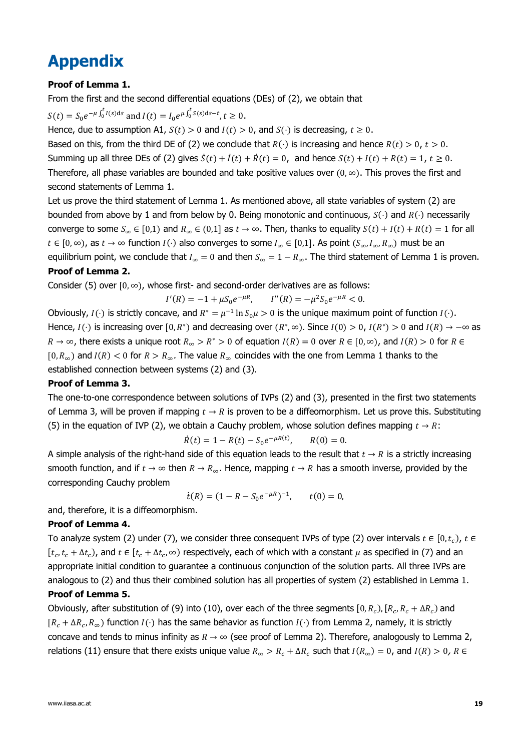# Appendix

**Proof of Lemma 1.**

From the first and the second differential equations (DEs) of (2), we obtain that

$S(t) = S_0 e^{-\mu \int_0^t I(s)\mathrm{d}s}$ and $I(t) = I_0 e^{\mu \int_0^t S(s)\mathrm{d}s - t}$, $t \geq 0$.

Hence, due to assumption A1, $S(t) > 0$ and $I(t) > 0$, and $S(\cdot)$ is decreasing, $t \geq 0$.

Based on this, from the third DE of (2) we conclude that $R(\cdot)$ is increasing and hence $R(t) > 0$, $t > 0$.

Summing up all three DEs of (2) gives $\dot{S}(t) + \dot{I}(t) + \dot{R}(t) = 0$, and hence $S(t) + I(t) + R(t) = 1$, $t \geq 0$.

Therefore, all phase variables are bounded and take positive values over $(0, \infty)$. This proves the first and second statements of Lemma 1.

Let us prove the third statement of Lemma 1. As mentioned above, all state variables of system (2) are bounded from above by 1 and from below by 0. Being monotonic and continuous, $S(\cdot)$ and $R(\cdot)$ necessarily converge to some $S_\infty \in [0,1)$ and $R_\infty \in (0,1]$ as $t \to \infty$. Then, thanks to equality $S(t) + I(t) + R(t) = 1$ for all $t \in [0, \infty)$, as $t \to \infty$ function $I(\cdot)$ also converges to some $I_\infty \in [0,1]$. As point $(S_\infty, I_\infty, R_\infty)$ must be an equilibrium point, we conclude that $I_\infty = 0$ and then $S_\infty = 1 - R_\infty$. The third statement of Lemma 1 is proven.

**Proof of Lemma 2.**

Consider (5) over $[0, \infty)$, whose first- and second-order derivatives are as follows:

$$I'(R) = -1 + \mu S_0 e^{-\mu R}, \qquad I''(R) = -\mu^2 S_0 e^{-\mu R} < 0.$$

Obviously, $I(\cdot)$ is strictly concave, and $R^* = \mu^{-1} \ln S_0 \mu > 0$ is the unique maximum point of function $I(\cdot)$. Hence, $I(\cdot)$ is increasing over $[0, R^*)$ and decreasing over $(R^*, \infty)$. Since $I(0) > 0$, $I(R^*) > 0$ and $I(R) \to -\infty$ as $R \to \infty$, there exists a unique root $R_\infty > R^* > 0$ of equation $I(R) = 0$ over $R \in [0, \infty)$, and $I(R) > 0$ for $R \in [0, R_\infty)$ and $I(R) < 0$ for $R > R_\infty$. The value $R_\infty$ coincides with the one from Lemma 1 thanks to the established connection between systems (2) and (3).

**Proof of Lemma 3.**

The one-to-one correspondence between solutions of IVPs (2) and (3), presented in the first two statements of Lemma 3, will be proven if mapping $t \to R$ is proven to be a diffeomorphism. Let us prove this. Substituting (5) in the equation of IVP (2), we obtain a Cauchy problem, whose solution defines mapping $t \to R$:

$$\dot{R}(t) = 1 - R(t) - S_0 e^{-\mu R(t)}, \qquad R(0) = 0.$$

A simple analysis of the right-hand side of this equation leads to the result that $t \to R$ is a strictly increasing smooth function, and if $t \to \infty$ then $R \to R_\infty$. Hence, mapping $t \to R$ has a smooth inverse, provided by the corresponding Cauchy problem

$$\dot{t}(R) = (1 - R - S_0 e^{-\mu R})^{-1}, \qquad t(0) = 0,$$

and, therefore, it is a diffeomorphism.

**Proof of Lemma 4.**

To analyze system (2) under (7), we consider three consequent IVPs of type (2) over intervals $t \in [0, t_c)$, $t \in [t_c, t_c + \Delta t_c)$, and $t \in [t_c + \Delta t_c, \infty)$ respectively, each of which with a constant $\mu$ as specified in (7) and an appropriate initial condition to guarantee a continuous conjunction of the solution parts. All three IVPs are analogous to (2) and thus their combined solution has all properties of system (2) established in Lemma 1.

**Proof of Lemma 5.**

Obviously, after substitution of (9) into (10), over each of the three segments $[0, R_c)$, $[R_c, R_c + \Delta R_c)$ and $[R_c + \Delta R_c, R_\infty)$ function $I(\cdot)$ has the same behavior as function $I(\cdot)$ from Lemma 2, namely, it is strictly concave and tends to minus infinity as $R \to \infty$ (see proof of Lemma 2). Therefore, analogously to Lemma 2, relations (11) ensure that there exists unique value $R_\infty > R_c + \Delta R_c$ such that $I(R_\infty) = 0$, and $I(R) > 0$, $R \in$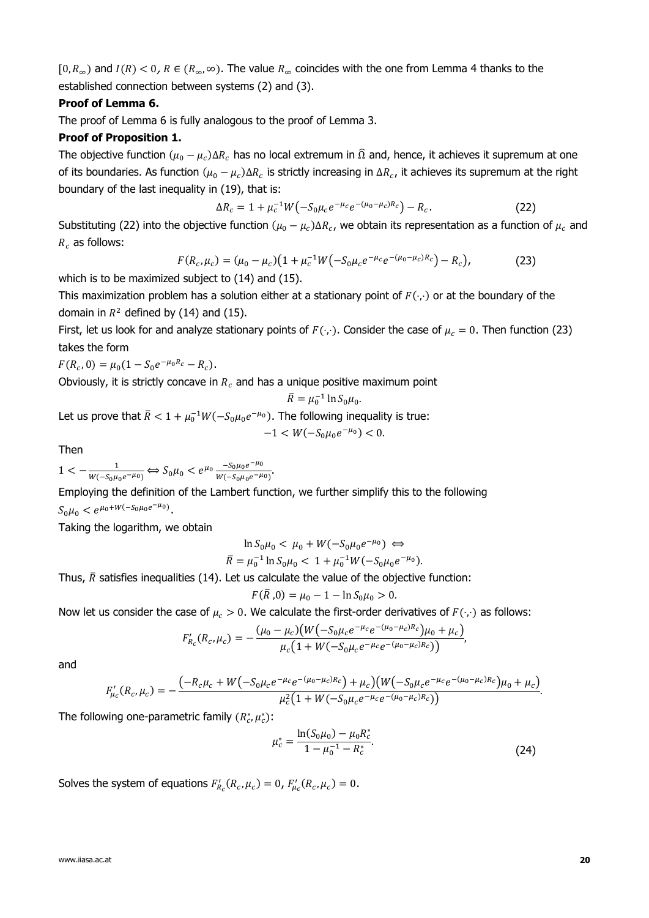$[0, R_\infty)$ and $I(R) < 0$, $R \in (R_\infty, \infty)$. The value $R_\infty$ coincides with the one from Lemma 4 thanks to the established connection between systems (2) and (3).

**Proof of Lemma 6.**

The proof of Lemma 6 is fully analogous to the proof of Lemma 3.

**Proof of Proposition 1.**

The objective function $(\mu_0 - \mu_c)\Delta R_c$ has no local extremum in $\widehat{\Omega}$ and, hence, it achieves it supremum at one of its boundaries. As function $(\mu_0 - \mu_c)\Delta R_c$ is strictly increasing in $\Delta R_c$, it achieves its supremum at the right boundary of the last inequality in (19), that is:

$$\Delta R_c = 1 + \mu_c^{-1} W\left(-S_0 \mu_c e^{-\mu_c} e^{-(\mu_0 - \mu_c)R_c}\right) - R_c. \tag{22}$$

Substituting (22) into the objective function $(\mu_0 - \mu_c)\Delta R_c$, we obtain its representation as a function of $\mu_c$ and $R_c$ as follows:

$$F(R_c, \mu_c) = (\mu_0 - \mu_c)\left(1 + \mu_c^{-1} W\left(-S_0 \mu_c e^{-\mu_c} e^{-(\mu_0 - \mu_c)R_c}\right) - R_c\right), \tag{23}$$

which is to be maximized subject to (14) and (15).

This maximization problem has a solution either at a stationary point of $F(\cdot,\cdot)$ or at the boundary of the domain in $R^2$ defined by (14) and (15).

First, let us look for and analyze stationary points of $F(\cdot,\cdot)$. Consider the case of $\mu_c = 0$. Then function (23) takes the form

$F(R_c, 0) = \mu_0(1 - S_0 e^{-\mu_0 R_c} - R_c)$.

Obviously, it is strictly concave in $R_c$ and has a unique positive maximum point

$$\bar{R} = \mu_0^{-1} \ln S_0 \mu_0.$$

Let us prove that $\bar{R} < 1 + \mu_0^{-1} W(-S_0 \mu_0 e^{-\mu_0})$. The following inequality is true:

$$-1 < W(-S_0 \mu_0 e^{-\mu_0}) < 0.$$

Then

$1 < -\frac{1}{W(-S_0 \mu_0 e^{-\mu_0})} \Leftrightarrow S_0 \mu_0 < e^{\mu_0} \frac{-S_0 \mu_0 e^{-\mu_0}}{W(-S_0 \mu_0 e^{-\mu_0})}$.

Employing the definition of the Lambert function, we further simplify this to the following

$S_0 \mu_0 < e^{\mu_0 + W(-S_0 \mu_0 e^{-\mu_0})}$.

Taking the logarithm, we obtain

$$\ln S_0 \mu_0 < \mu_0 + W(-S_0 \mu_0 e^{-\mu_0}) \iff$$
$$\bar{R} = \mu_0^{-1} \ln S_0 \mu_0 < 1 + \mu_0^{-1} W(-S_0 \mu_0 e^{-\mu_0}).$$

Thus, $\bar{R}$ satisfies inequalities (14). Let us calculate the value of the objective function:

$$F(\bar{R}, 0) = \mu_0 - 1 - \ln S_0 \mu_0 > 0.$$

Now let us consider the case of $\mu_c > 0$. We calculate the first-order derivatives of $F(\cdot,\cdot)$ as follows:

$$F'_{R_c}(R_c, \mu_c) = -\frac{(\mu_0 - \mu_c)\left(W\left(-S_0 \mu_c e^{-\mu_c} e^{-(\mu_0 - \mu_c)R_c}\right)\mu_0 + \mu_c\right)}{\mu_c\left(1 + W\left(-S_0 \mu_c e^{-\mu_c} e^{-(\mu_0 - \mu_c)R_c}\right)\right)},$$

and

$$F'_{\mu_c}(R_c, \mu_c) = -\frac{\left(-R_c \mu_c + W\left(-S_0 \mu_c e^{-\mu_c} e^{-(\mu_0 - \mu_c)R_c}\right) + \mu_c\right)\left(W\left(-S_0 \mu_c e^{-\mu_c} e^{-(\mu_0 - \mu_c)R_c}\right)\mu_0 + \mu_c\right)}{\mu_c^2\left(1 + W\left(-S_0 \mu_c e^{-\mu_c} e^{-(\mu_0 - \mu_c)R_c}\right)\right)}.$$

The following one-parametric family $(R_c^*, \mu_c^*)$:

$$\mu_c^* = \frac{\ln(S_0 \mu_0) - \mu_0 R_c^*}{1 - \mu_0^{-1} - R_c^*}. \tag{24}$$

Solves the system of equations $F'_{R_c}(R_c, \mu_c) = 0$, $F'_{\mu_c}(R_c, \mu_c) = 0$.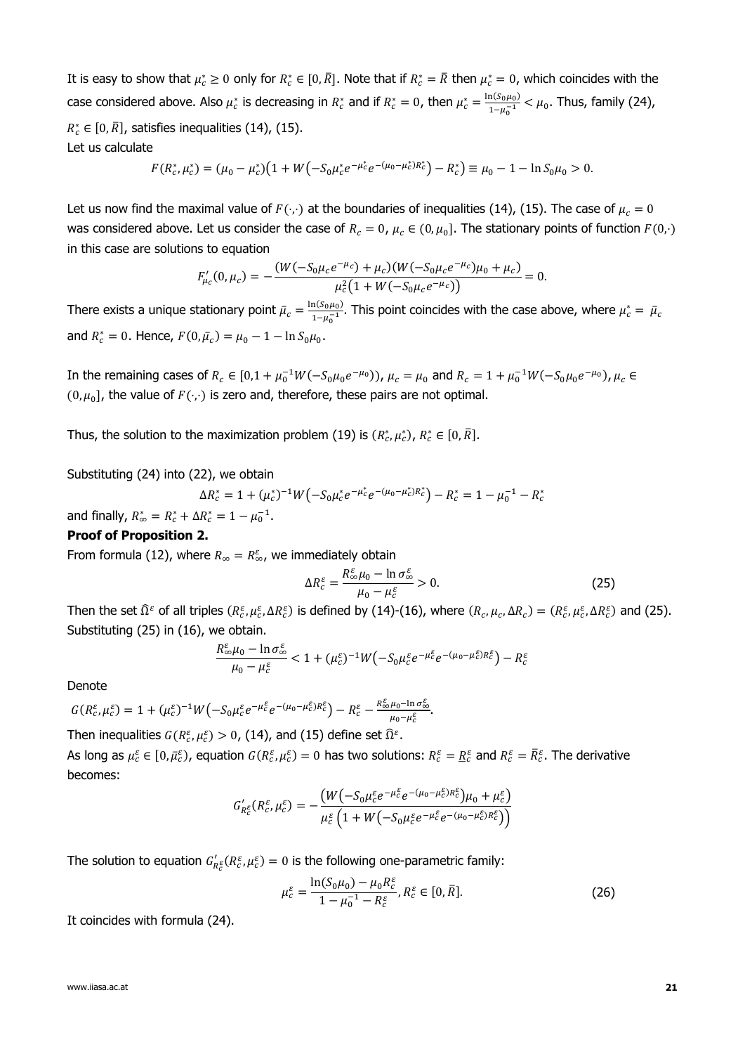It is easy to show that $\mu_c^* \geq 0$ only for $R_c^* \in [0, \bar{R}]$. Note that if $R_c^* = \bar{R}$ then $\mu_c^* = 0$, which coincides with the case considered above. Also $\mu_c^*$ is decreasing in $R_c^*$ and if $R_c^* = 0$, then $\mu_c^* = \frac{\ln(S_0\mu_0)}{1-\mu_0^{-1}} < \mu_0$. Thus, family (24), $R_c^* \in [0, \bar{R}]$, satisfies inequalities (14), (15).

Let us calculate

$$F(R_c^*, \mu_c^*) = (\mu_0 - \mu_c^*)\left(1 + W\left(-S_0\mu_c^* e^{-\mu_c^*} e^{-(\mu_0 - \mu_c^*)R_c^*}\right) - R_c^*\right) \equiv \mu_0 - 1 - \ln S_0\mu_0 > 0.$$

Let us now find the maximal value of $F(\cdot,\cdot)$ at the boundaries of inequalities (14), (15). The case of $\mu_c = 0$ was considered above. Let us consider the case of $R_c = 0$, $\mu_c \in (0, \mu_0]$. The stationary points of function $F(0,\cdot)$ in this case are solutions to equation

$$F'_{\mu_c}(0, \mu_c) = -\frac{(W(-S_0\mu_c e^{-\mu_c}) + \mu_c)(W(-S_0\mu_c e^{-\mu_c})\mu_0 + \mu_c)}{\mu_c^2(1 + W(-S_0\mu_c e^{-\mu_c}))} = 0.$$

There exists a unique stationary point $\bar{\mu}_c = \frac{\ln(S_0\mu_0)}{1-\mu_0^{-1}}$. This point coincides with the case above, where $\mu_c^* = \bar{\mu}_c$ and $R_c^* = 0$. Hence, $F(0, \bar{\mu}_c) = \mu_0 - 1 - \ln S_0\mu_0$.

In the remaining cases of $R_c \in [0, 1 + \mu_0^{-1}W(-S_0\mu_0 e^{-\mu_0}))$, $\mu_c = \mu_0$ and $R_c = 1 + \mu_0^{-1}W(-S_0\mu_0 e^{-\mu_0})$, $\mu_c \in (0, \mu_0]$, the value of $F(\cdot,\cdot)$ is zero and, therefore, these pairs are not optimal.

Thus, the solution to the maximization problem (19) is $(R_c^*, \mu_c^*)$, $R_c^* \in [0, \bar{R}]$.

Substituting (24) into (22), we obtain

$$\Delta R_c^* = 1 + (\mu_c^*)^{-1}W\left(-S_0\mu_c^* e^{-\mu_c^*} e^{-(\mu_0 - \mu_c^*)R_c^*}\right) - R_c^* = 1 - \mu_0^{-1} - R_c^*$$

and finally, $R_\infty^* = R_c^* + \Delta R_c^* = 1 - \mu_0^{-1}$.

**Proof of Proposition 2.**

From formula (12), where $R_\infty = R_\infty^\varepsilon$, we immediately obtain

$$\Delta R_c^\varepsilon = \frac{R_\infty^\varepsilon \mu_0 - \ln \sigma_\infty^\varepsilon}{\mu_0 - \mu_c^\varepsilon} > 0. \tag{25}$$

Then the set $\hat{\Omega}^\varepsilon$ of all triples $(R_c^\varepsilon, \mu_c^\varepsilon, \Delta R_c^\varepsilon)$ is defined by (14)-(16), where $(R_c, \mu_c, \Delta R_c) = (R_c^\varepsilon, \mu_c^\varepsilon, \Delta R_c^\varepsilon)$ and (25). Substituting (25) in (16), we obtain.

$$\frac{R_\infty^\varepsilon \mu_0 - \ln \sigma_\infty^\varepsilon}{\mu_0 - \mu_c^\varepsilon} < 1 + (\mu_c^\varepsilon)^{-1}W\left(-S_0\mu_c^\varepsilon e^{-\mu_c^\varepsilon} e^{-(\mu_0 - \mu_c^\varepsilon)R_c^\varepsilon}\right) - R_c^\varepsilon$$

Denote

$$G(R_c^\varepsilon, \mu_c^\varepsilon) = 1 + (\mu_c^\varepsilon)^{-1}W\left(-S_0\mu_c^\varepsilon e^{-\mu_c^\varepsilon} e^{-(\mu_0 - \mu_c^\varepsilon)R_c^\varepsilon}\right) - R_c^\varepsilon - \frac{R_\infty^\varepsilon \mu_0 - \ln \sigma_\infty^\varepsilon}{\mu_0 - \mu_c^\varepsilon}.$$

Then inequalities $G(R_c^\varepsilon, \mu_c^\varepsilon) > 0$, (14), and (15) define set $\hat{\Omega}^\varepsilon$.

As long as $\mu_c^\varepsilon \in [0, \bar{\mu}_c^\varepsilon)$, equation $G(R_c^\varepsilon, \mu_c^\varepsilon) = 0$ has two solutions: $R_c^\varepsilon = \underline{R}_c^\varepsilon$ and $R_c^\varepsilon = \bar{R}_c^\varepsilon$. The derivative becomes:

$$G'_{R_c^\varepsilon}(R_c^\varepsilon, \mu_c^\varepsilon) = -\frac{\left(W\left(-S_0\mu_c^\varepsilon e^{-\mu_c^\varepsilon} e^{-(\mu_0 - \mu_c^\varepsilon)R_c^\varepsilon}\right)\mu_0 + \mu_c^\varepsilon\right)}{\mu_c^\varepsilon\left(1 + W\left(-S_0\mu_c^\varepsilon e^{-\mu_c^\varepsilon} e^{-(\mu_0 - \mu_c^\varepsilon)R_c^\varepsilon}\right)\right)}$$

The solution to equation $G'_{R_c^\varepsilon}(R_c^\varepsilon, \mu_c^\varepsilon) = 0$ is the following one-parametric family:

$$\mu_c^\varepsilon = \frac{\ln(S_0\mu_0) - \mu_0 R_c^\varepsilon}{1 - \mu_0^{-1} - R_c^\varepsilon}, R_c^\varepsilon \in [0, \bar{R}]. \tag{26}$$

It coincides with formula (24).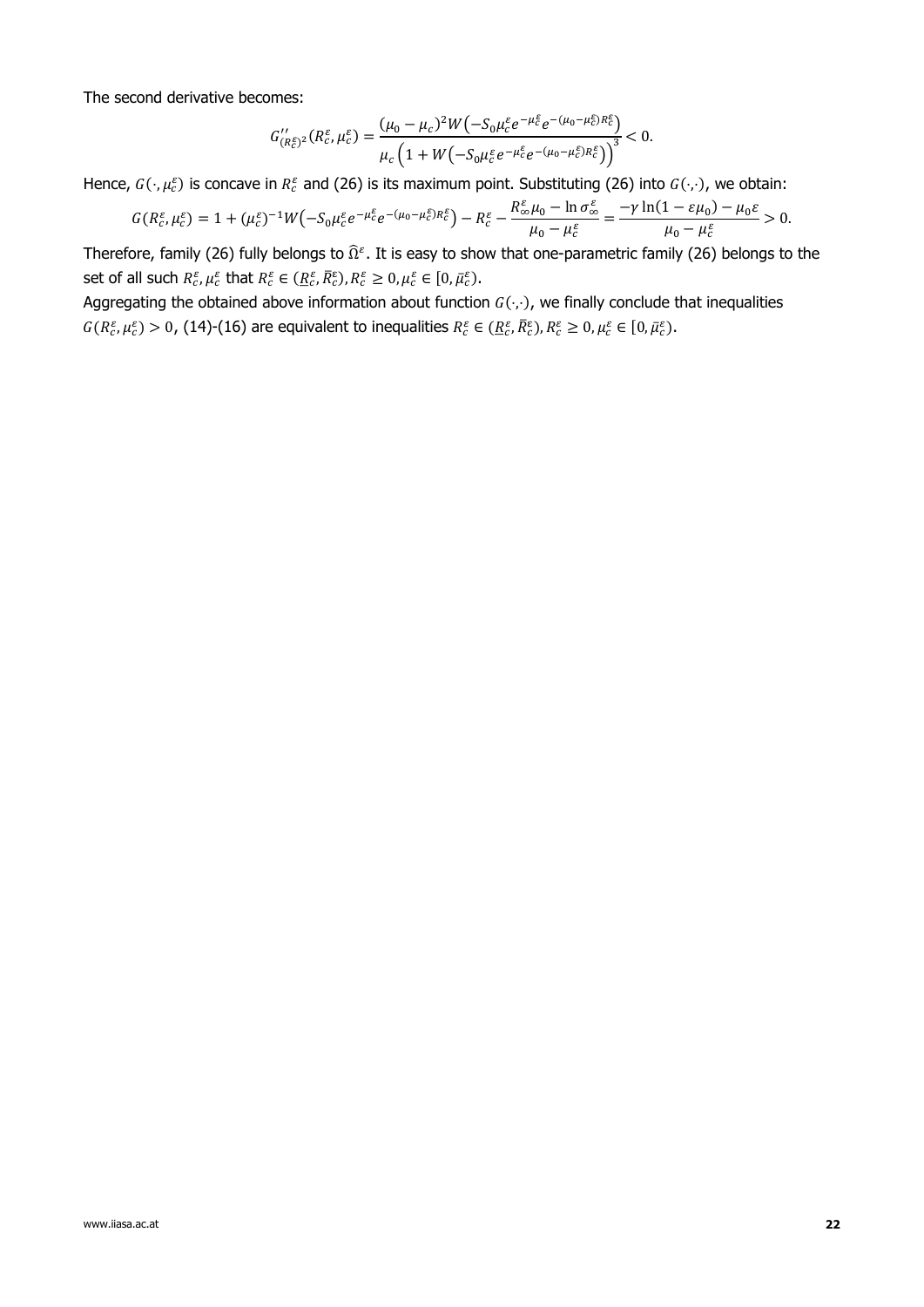The second derivative becomes:

$$G''_{(R_c^\varepsilon)^2}(R_c^\varepsilon, \mu_c^\varepsilon) = \frac{(\mu_0 - \mu_c)^2 W\left(-S_0 \mu_c^\varepsilon e^{-\mu_c^\varepsilon} e^{-(\mu_0 - \mu_c^\varepsilon) R_c^\varepsilon}\right)}{\mu_c \left(1 + W\left(-S_0 \mu_c^\varepsilon e^{-\mu_c^\varepsilon} e^{-(\mu_0 - \mu_c^\varepsilon) R_c^\varepsilon}\right)\right)^3} < 0.$$

Hence, $G(\cdot, \mu_c^\varepsilon)$ is concave in $R_c^\varepsilon$ and (26) is its maximum point. Substituting (26) into $G(\cdot,\cdot)$, we obtain:

$$G(R_c^\varepsilon, \mu_c^\varepsilon) = 1 + (\mu_c^\varepsilon)^{-1} W\left(-S_0 \mu_c^\varepsilon e^{-\mu_c^\varepsilon} e^{-(\mu_0 - \mu_c^\varepsilon) R_c^\varepsilon}\right) - R_c^\varepsilon - \frac{R_\infty^\varepsilon \mu_0 - \ln \sigma_\infty^\varepsilon}{\mu_0 - \mu_c^\varepsilon} = \frac{-\gamma \ln(1 - \varepsilon \mu_0) - \mu_0 \varepsilon}{\mu_0 - \mu_c^\varepsilon} > 0.$$

Therefore, family (26) fully belongs to $\widehat{\Omega}^\varepsilon$. It is easy to show that one-parametric family (26) belongs to the set of all such $R_c^\varepsilon, \mu_c^\varepsilon$ that $R_c^\varepsilon \in (\underline{R}_c^\varepsilon, \bar{R}_c^\varepsilon), R_c^\varepsilon \geq 0, \mu_c^\varepsilon \in [0, \bar{\mu}_c^\varepsilon)$.

Aggregating the obtained above information about function $G(\cdot,\cdot)$, we finally conclude that inequalities $G(R_c^\varepsilon, \mu_c^\varepsilon) > 0$, (14)-(16) are equivalent to inequalities $R_c^\varepsilon \in (\underline{R}_c^\varepsilon, \bar{R}_c^\varepsilon), R_c^\varepsilon \geq 0, \mu_c^\varepsilon \in [0, \bar{\mu}_c^\varepsilon)$.